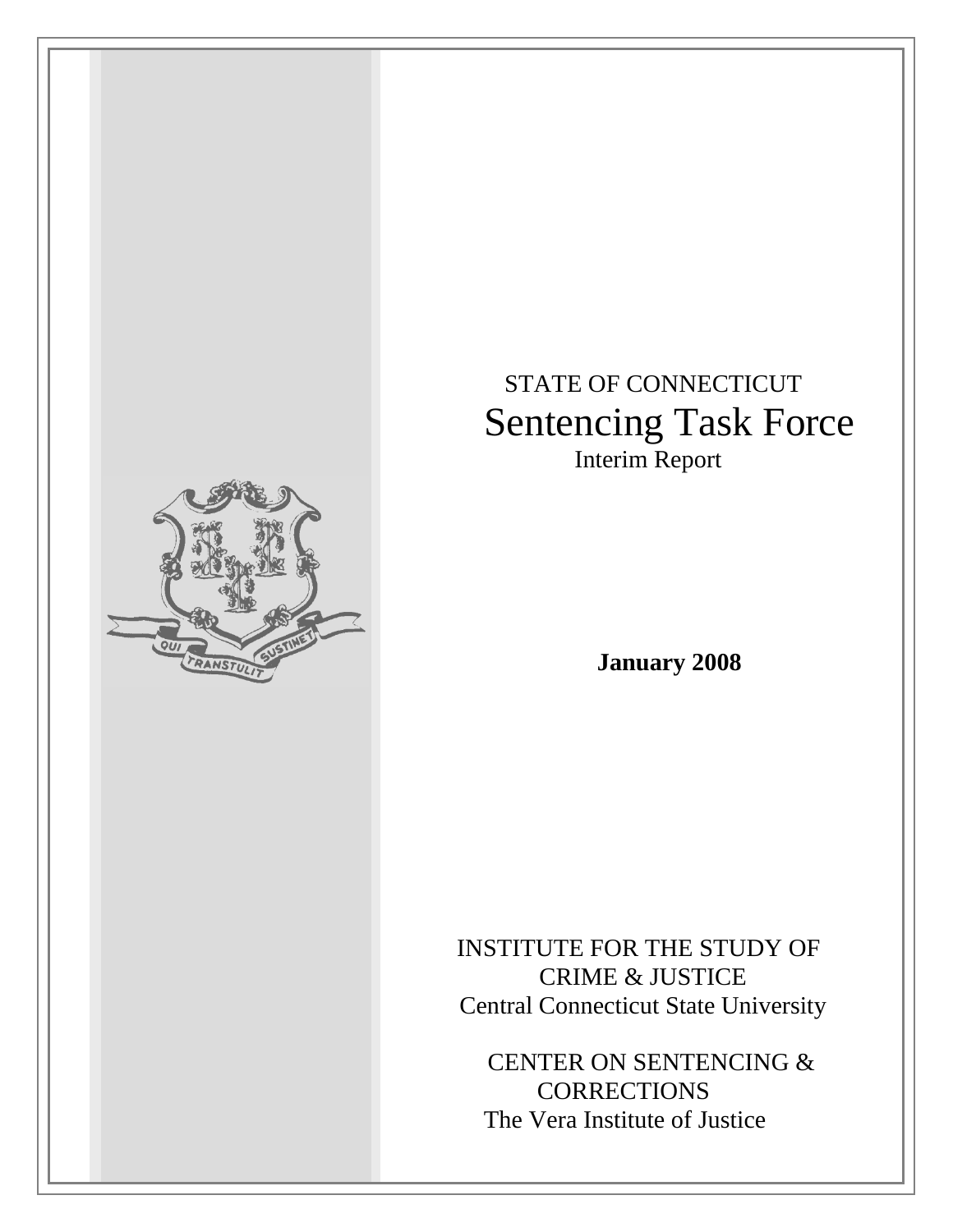STATE OF CONNECTICUT

# Sentencing Task Force

Interim Report

**January 2008**

INSTITUTE FOR THE STUDY OF CRIME & JUSTICE
Central Connecticut State University

CENTER ON SENTENCING & CORRECTIONS
The Vera Institute of Justice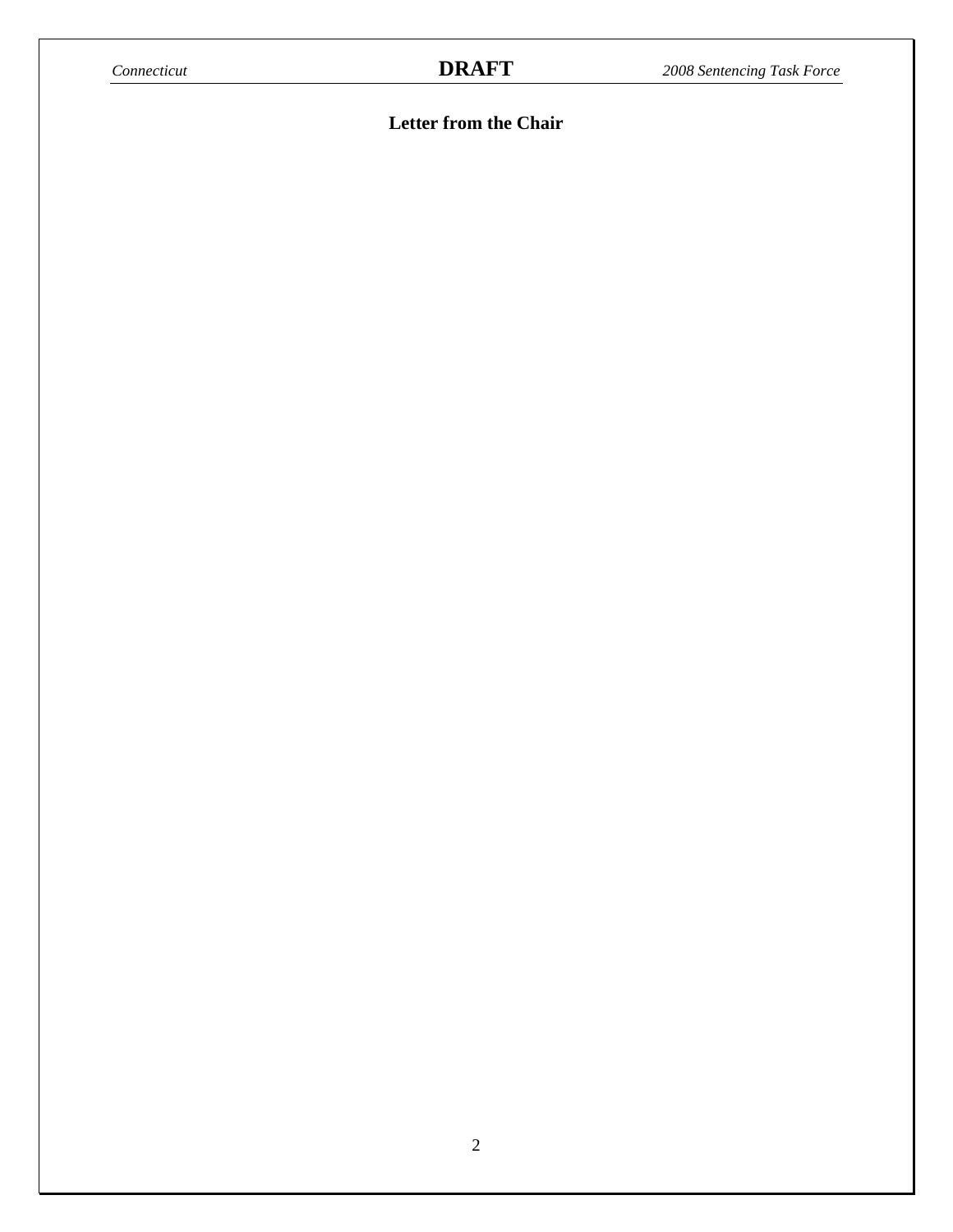## Letter from the Chair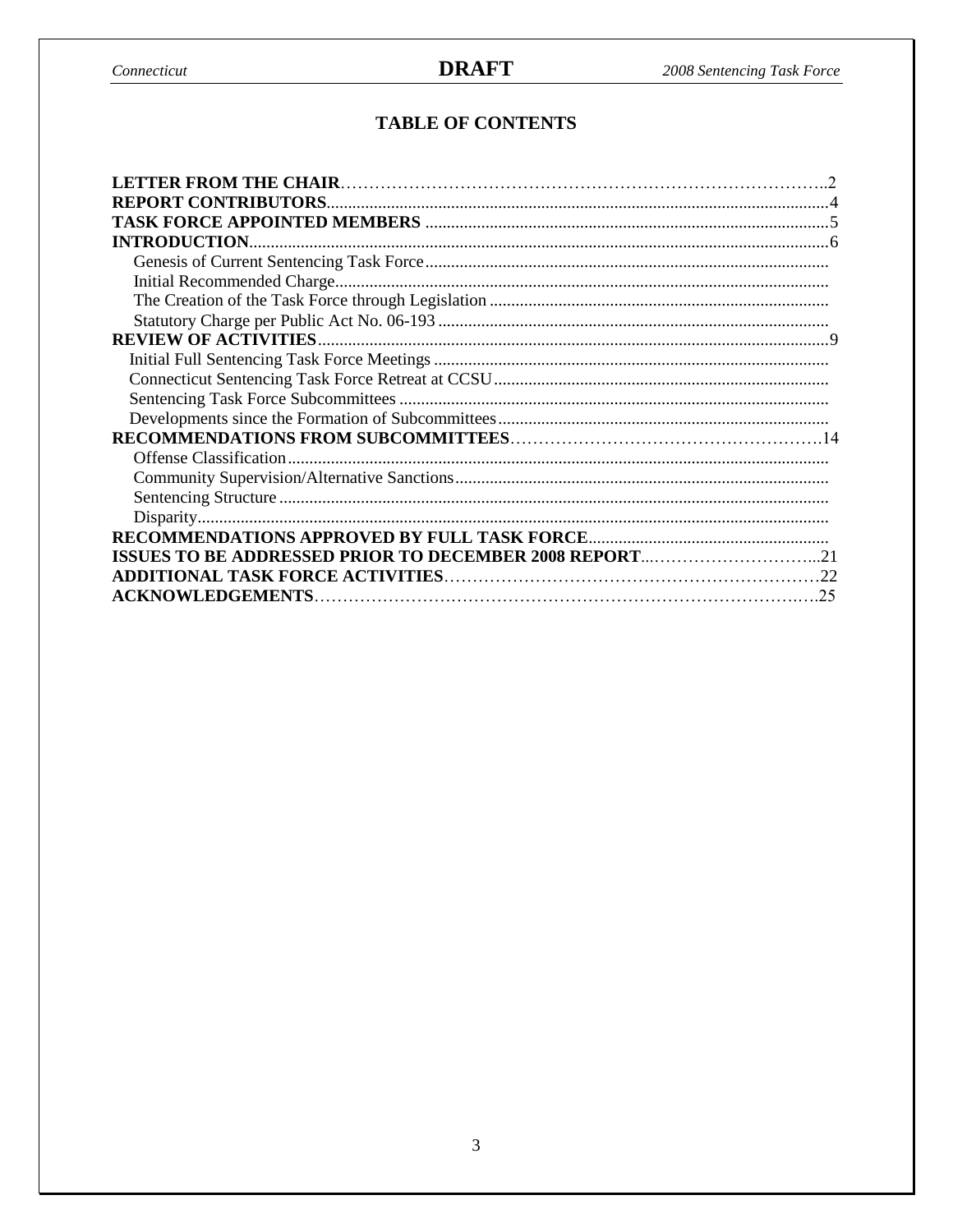## TABLE OF CONTENTS

**LETTER FROM THE CHAIR**……………………………………………………………………………..2
**REPORT CONTRIBUTORS**....................................................................................................................4
**TASK FORCE APPOINTED MEMBERS** .............................................................................................5
**INTRODUCTION**......................................................................................................................................6
- Genesis of Current Sentencing Task Force.............................................................................................
- Initial Recommended Charge..................................................................................................................
- The Creation of the Task Force through Legislation ..............................................................................
- Statutory Charge per Public Act No. 06-193 ..........................................................................................

**REVIEW OF ACTIVITIES**......................................................................................................................9
- Initial Full Sentencing Task Force Meetings ...........................................................................................
- Connecticut Sentencing Task Force Retreat at CCSU.............................................................................
- Sentencing Task Force Subcommittees ...................................................................................................
- Developments since the Formation of Subcommittees............................................................................

**RECOMMENDATIONS FROM SUBCOMMITTEES**……………………………………………….14
- Offense Classification.............................................................................................................................
- Community Supervision/Alternative Sanctions......................................................................................
- Sentencing Structure ...............................................................................................................................
- Disparity..................................................................................................................................................

**RECOMMENDATIONS APPROVED BY FULL TASK FORCE**.......................................................
**ISSUES TO BE ADDRESSED PRIOR TO DECEMBER 2008 REPORT**..………………………….21
**ADDITIONAL TASK FORCE ACTIVITIES**……………………………………………………….22
**ACKNOWLEDGEMENTS**……………………………………………………………………….25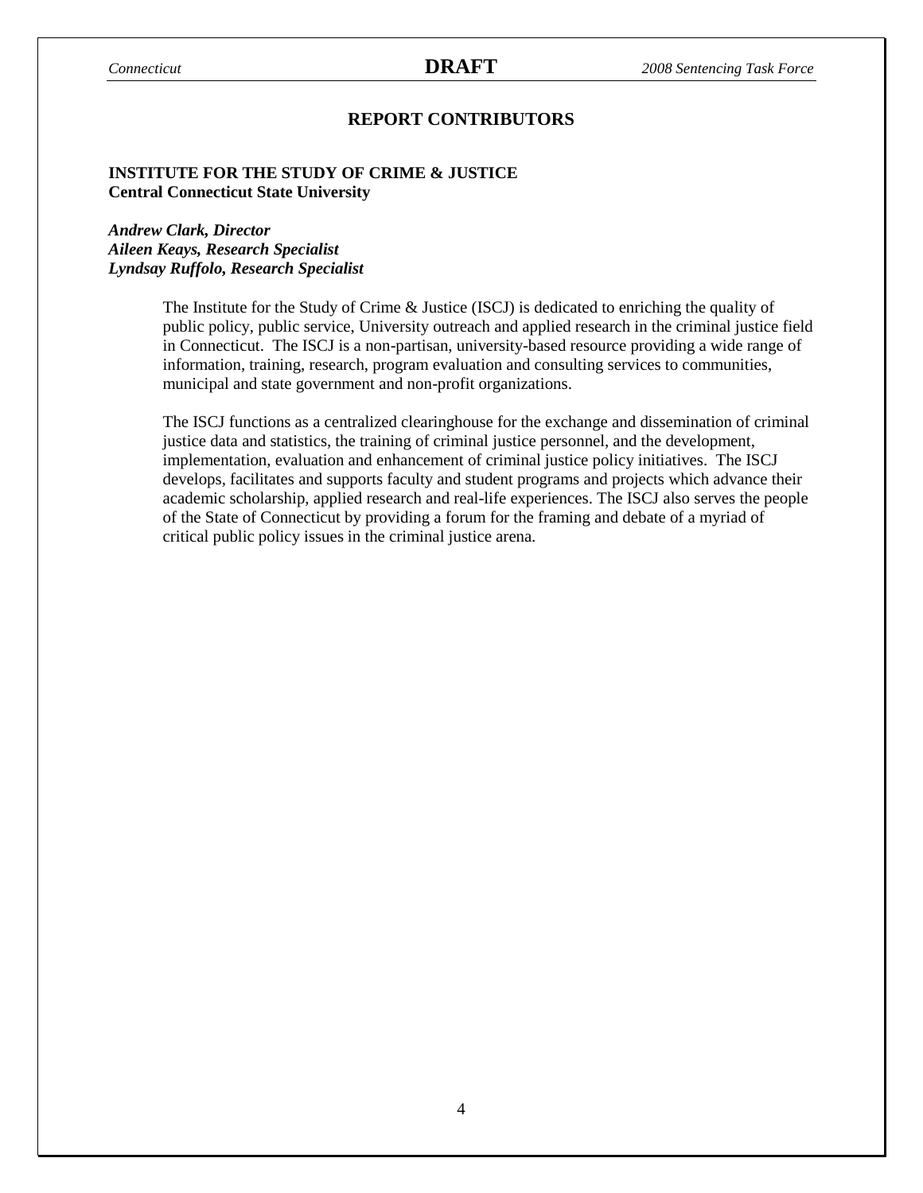## REPORT CONTRIBUTORS

**INSTITUTE FOR THE STUDY OF CRIME & JUSTICE**
**Central Connecticut State University**

***Andrew Clark, Director***
***Aileen Keays, Research Specialist***
***Lyndsay Ruffolo, Research Specialist***

The Institute for the Study of Crime & Justice (ISCJ) is dedicated to enriching the quality of public policy, public service, University outreach and applied research in the criminal justice field in Connecticut. The ISCJ is a non-partisan, university-based resource providing a wide range of information, training, research, program evaluation and consulting services to communities, municipal and state government and non-profit organizations.

The ISCJ functions as a centralized clearinghouse for the exchange and dissemination of criminal justice data and statistics, the training of criminal justice personnel, and the development, implementation, evaluation and enhancement of criminal justice policy initiatives. The ISCJ develops, facilitates and supports faculty and student programs and projects which advance their academic scholarship, applied research and real-life experiences. The ISCJ also serves the people of the State of Connecticut by providing a forum for the framing and debate of a myriad of critical public policy issues in the criminal justice arena.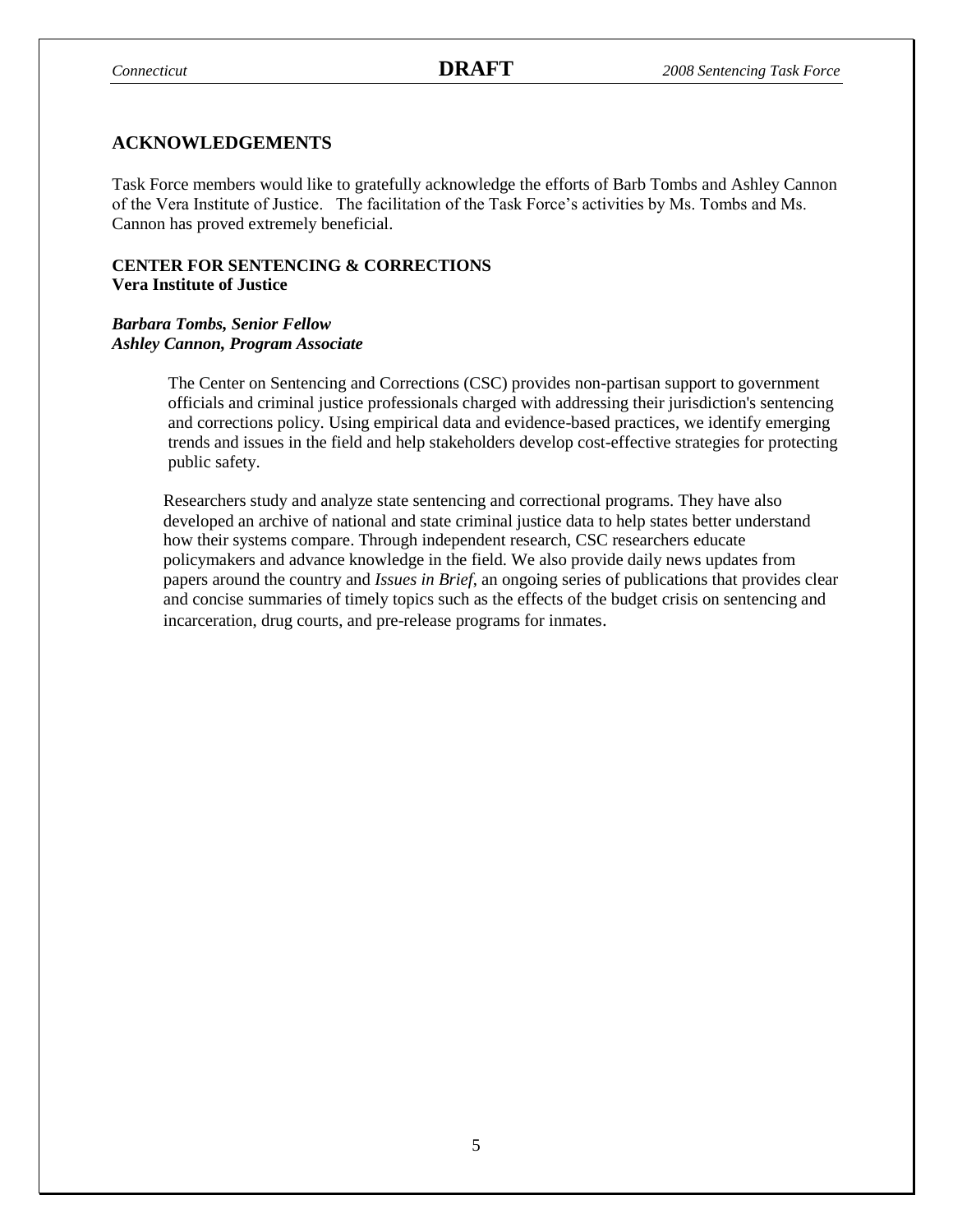## ACKNOWLEDGEMENTS

Task Force members would like to gratefully acknowledge the efforts of Barb Tombs and Ashley Cannon of the Vera Institute of Justice. The facilitation of the Task Force's activities by Ms. Tombs and Ms. Cannon has proved extremely beneficial.

**CENTER FOR SENTENCING & CORRECTIONS**
**Vera Institute of Justice**

***Barbara Tombs, Senior Fellow***
***Ashley Cannon, Program Associate***

The Center on Sentencing and Corrections (CSC) provides non-partisan support to government officials and criminal justice professionals charged with addressing their jurisdiction's sentencing and corrections policy. Using empirical data and evidence-based practices, we identify emerging trends and issues in the field and help stakeholders develop cost-effective strategies for protecting public safety.

Researchers study and analyze state sentencing and correctional programs. They have also developed an archive of national and state criminal justice data to help states better understand how their systems compare. Through independent research, CSC researchers educate policymakers and advance knowledge in the field. We also provide daily news updates from papers around the country and *Issues in Brief*, an ongoing series of publications that provides clear and concise summaries of timely topics such as the effects of the budget crisis on sentencing and incarceration, drug courts, and pre-release programs for inmates.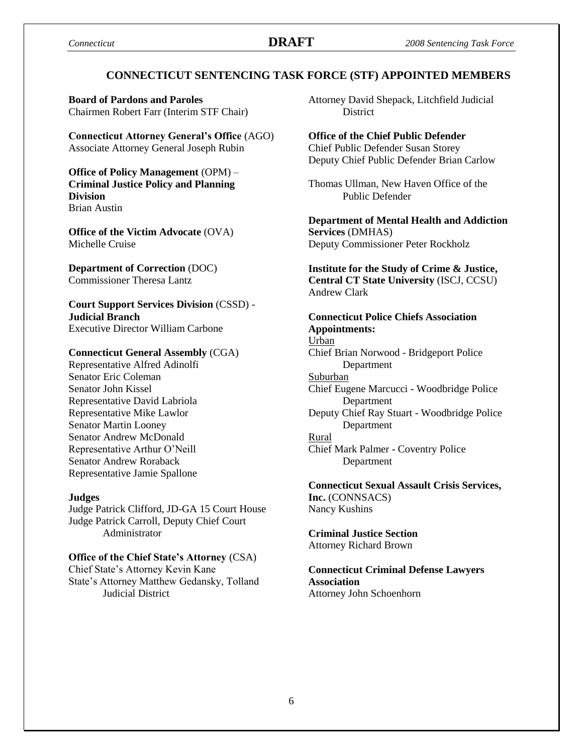## CONNECTICUT SENTENCING TASK FORCE (STF) APPOINTED MEMBERS

**Board of Pardons and Paroles**
Chairmen Robert Farr (Interim STF Chair)

**Connecticut Attorney General's Office** (AGO)
Associate Attorney General Joseph Rubin

**Office of Policy Management** (OPM) – **Criminal Justice Policy and Planning Division**
Brian Austin

**Office of the Victim Advocate** (OVA)
Michelle Cruise

**Department of Correction** (DOC)
Commissioner Theresa Lantz

**Court Support Services Division** (CSSD) - **Judicial Branch**
Executive Director William Carbone

**Connecticut General Assembly** (CGA)
Representative Alfred Adinolfi
Senator Eric Coleman
Senator John Kissel
Representative David Labriola
Representative Mike Lawlor
Senator Martin Looney
Senator Andrew McDonald
Representative Arthur O'Neill
Senator Andrew Roraback
Representative Jamie Spallone

**Judges**
Judge Patrick Clifford, JD-GA 15 Court House
Judge Patrick Carroll, Deputy Chief Court Administrator

**Office of the Chief State's Attorney** (CSA)
Chief State's Attorney Kevin Kane
State's Attorney Matthew Gedansky, Tolland Judicial District
Attorney David Shepack, Litchfield Judicial District

**Office of the Chief Public Defender**
Chief Public Defender Susan Storey
Deputy Chief Public Defender Brian Carlow

Thomas Ullman, New Haven Office of the Public Defender

**Department of Mental Health and Addiction Services** (DMHAS)
Deputy Commissioner Peter Rockholz

**Institute for the Study of Crime & Justice, Central CT State University** (ISCJ, CCSU)
Andrew Clark

**Connecticut Police Chiefs Association Appointments:**

Urban
Chief Brian Norwood - Bridgeport Police Department

Suburban
Chief Eugene Marcucci - Woodbridge Police Department
Deputy Chief Ray Stuart - Woodbridge Police Department

Rural
Chief Mark Palmer - Coventry Police Department

**Connecticut Sexual Assault Crisis Services, Inc.** (CONNSACS)
Nancy Kushins

**Criminal Justice Section**
Attorney Richard Brown

**Connecticut Criminal Defense Lawyers Association**
Attorney John Schoenhorn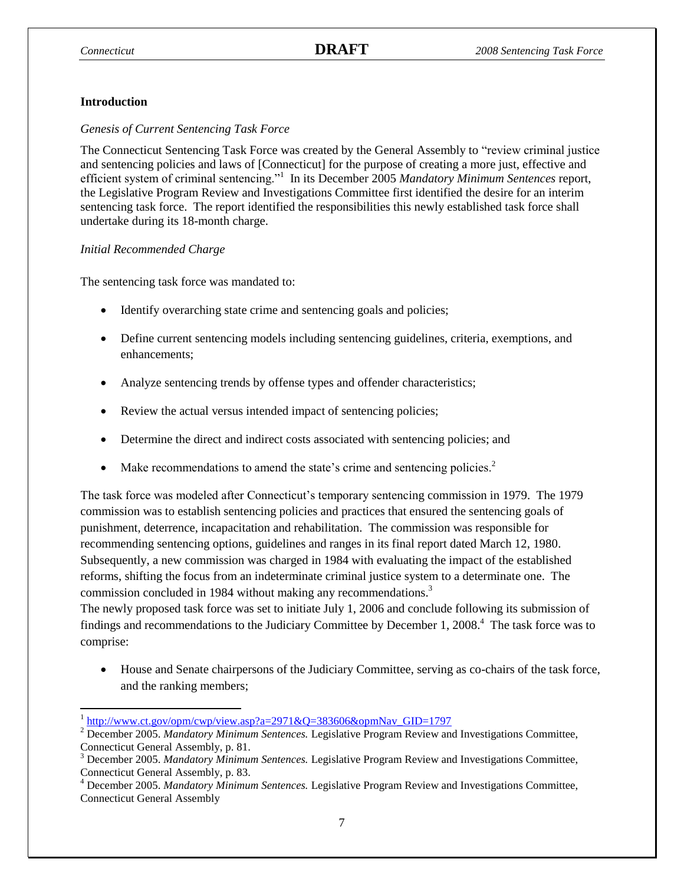**Introduction**

*Genesis of Current Sentencing Task Force*

The Connecticut Sentencing Task Force was created by the General Assembly to "review criminal justice and sentencing policies and laws of [Connecticut] for the purpose of creating a more just, effective and efficient system of criminal sentencing."[1] In its December 2005 *Mandatory Minimum Sentences* report, the Legislative Program Review and Investigations Committee first identified the desire for an interim sentencing task force. The report identified the responsibilities this newly established task force shall undertake during its 18-month charge.

*Initial Recommended Charge*

The sentencing task force was mandated to:

- Identify overarching state crime and sentencing goals and policies;
- Define current sentencing models including sentencing guidelines, criteria, exemptions, and enhancements;
- Analyze sentencing trends by offense types and offender characteristics;
- Review the actual versus intended impact of sentencing policies;
- Determine the direct and indirect costs associated with sentencing policies; and
- Make recommendations to amend the state's crime and sentencing policies.[2]

The task force was modeled after Connecticut's temporary sentencing commission in 1979. The 1979 commission was to establish sentencing policies and practices that ensured the sentencing goals of punishment, deterrence, incapacitation and rehabilitation. The commission was responsible for recommending sentencing options, guidelines and ranges in its final report dated March 12, 1980. Subsequently, a new commission was charged in 1984 with evaluating the impact of the established reforms, shifting the focus from an indeterminate criminal justice system to a determinate one. The commission concluded in 1984 without making any recommendations.[3]

The newly proposed task force was set to initiate July 1, 2006 and conclude following its submission of findings and recommendations to the Judiciary Committee by December 1, 2008.[4] The task force was to comprise:

- House and Senate chairpersons of the Judiciary Committee, serving as co-chairs of the task force, and the ranking members;

---

[1] http://www.ct.gov/opm/cwp/view.asp?a=2971&Q=383606&opmNav_GID=1797

[2] December 2005. *Mandatory Minimum Sentences.* Legislative Program Review and Investigations Committee, Connecticut General Assembly, p. 81.

[3] December 2005. *Mandatory Minimum Sentences.* Legislative Program Review and Investigations Committee, Connecticut General Assembly, p. 83.

[4] December 2005. *Mandatory Minimum Sentences.* Legislative Program Review and Investigations Committee, Connecticut General Assembly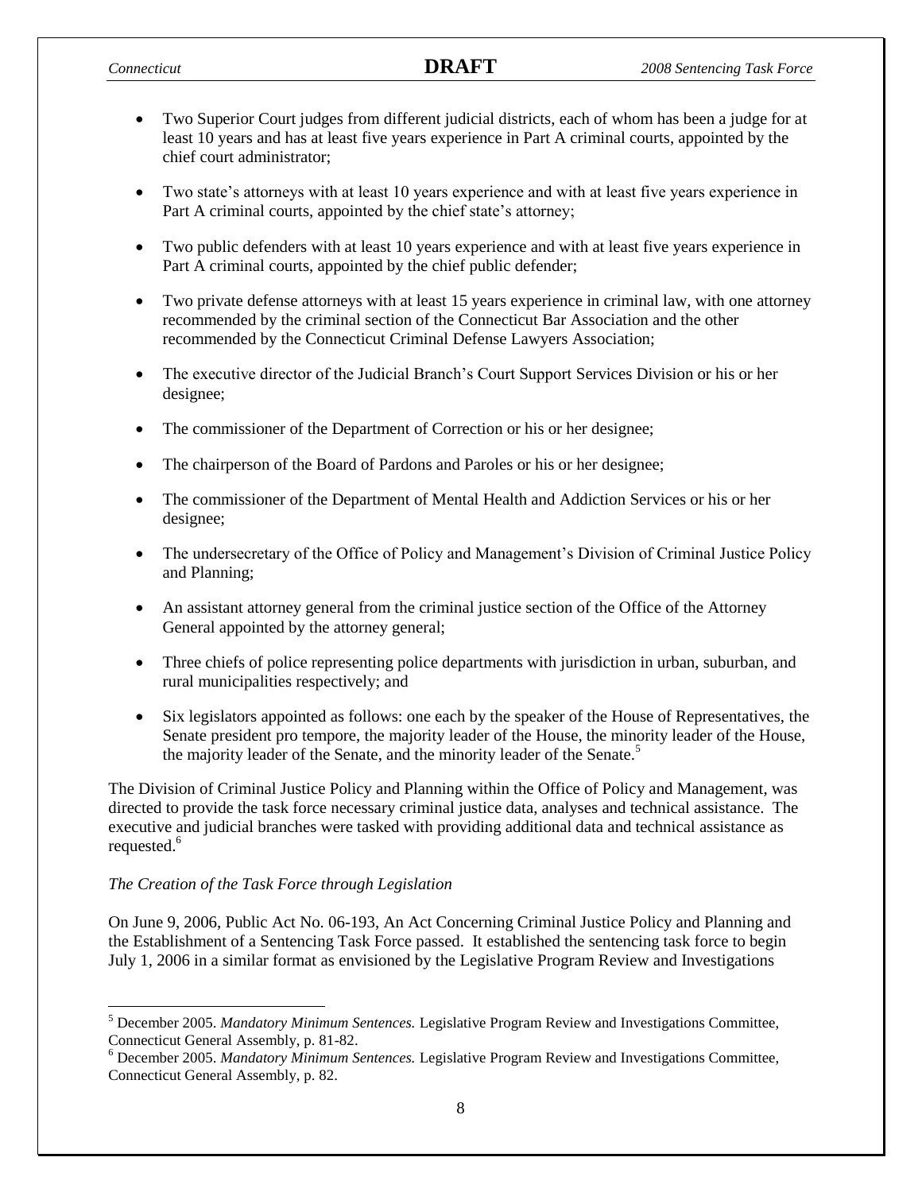- Two Superior Court judges from different judicial districts, each of whom has been a judge for at least 10 years and has at least five years experience in Part A criminal courts, appointed by the chief court administrator;
- Two state's attorneys with at least 10 years experience and with at least five years experience in Part A criminal courts, appointed by the chief state's attorney;
- Two public defenders with at least 10 years experience and with at least five years experience in Part A criminal courts, appointed by the chief public defender;
- Two private defense attorneys with at least 15 years experience in criminal law, with one attorney recommended by the criminal section of the Connecticut Bar Association and the other recommended by the Connecticut Criminal Defense Lawyers Association;
- The executive director of the Judicial Branch's Court Support Services Division or his or her designee;
- The commissioner of the Department of Correction or his or her designee;
- The chairperson of the Board of Pardons and Paroles or his or her designee;
- The commissioner of the Department of Mental Health and Addiction Services or his or her designee;
- The undersecretary of the Office of Policy and Management's Division of Criminal Justice Policy and Planning;
- An assistant attorney general from the criminal justice section of the Office of the Attorney General appointed by the attorney general;
- Three chiefs of police representing police departments with jurisdiction in urban, suburban, and rural municipalities respectively; and
- Six legislators appointed as follows: one each by the speaker of the House of Representatives, the Senate president pro tempore, the majority leader of the House, the minority leader of the House, the majority leader of the Senate, and the minority leader of the Senate.[5]

The Division of Criminal Justice Policy and Planning within the Office of Policy and Management, was directed to provide the task force necessary criminal justice data, analyses and technical assistance. The executive and judicial branches were tasked with providing additional data and technical assistance as requested.[6]

*The Creation of the Task Force through Legislation*

On June 9, 2006, Public Act No. 06-193, An Act Concerning Criminal Justice Policy and Planning and the Establishment of a Sentencing Task Force passed. It established the sentencing task force to begin July 1, 2006 in a similar format as envisioned by the Legislative Program Review and Investigations

[5] December 2005. *Mandatory Minimum Sentences.* Legislative Program Review and Investigations Committee, Connecticut General Assembly, p. 81-82.

[6] December 2005. *Mandatory Minimum Sentences.* Legislative Program Review and Investigations Committee, Connecticut General Assembly, p. 82.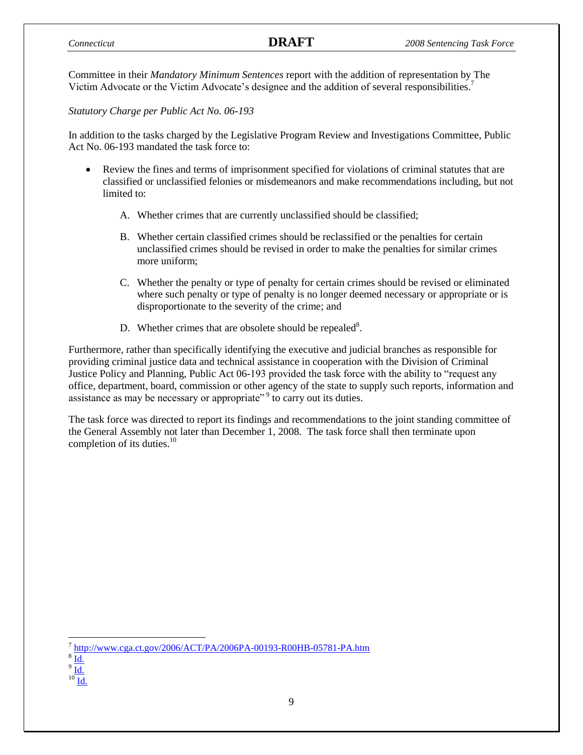Committee in their *Mandatory Minimum Sentences* report with the addition of representation by The Victim Advocate or the Victim Advocate's designee and the addition of several responsibilities.[7]

*Statutory Charge per Public Act No. 06-193*

In addition to the tasks charged by the Legislative Program Review and Investigations Committee, Public Act No. 06-193 mandated the task force to:

- Review the fines and terms of imprisonment specified for violations of criminal statutes that are classified or unclassified felonies or misdemeanors and make recommendations including, but not limited to:

    A. Whether crimes that are currently unclassified should be classified;

    B. Whether certain classified crimes should be reclassified or the penalties for certain unclassified crimes should be revised in order to make the penalties for similar crimes more uniform;

    C. Whether the penalty or type of penalty for certain crimes should be revised or eliminated where such penalty or type of penalty is no longer deemed necessary or appropriate or is disproportionate to the severity of the crime; and

    D. Whether crimes that are obsolete should be repealed[8].

Furthermore, rather than specifically identifying the executive and judicial branches as responsible for providing criminal justice data and technical assistance in cooperation with the Division of Criminal Justice Policy and Planning, Public Act 06-193 provided the task force with the ability to "request any office, department, board, commission or other agency of the state to supply such reports, information and assistance as may be necessary or appropriate"[9] to carry out its duties.

The task force was directed to report its findings and recommendations to the joint standing committee of the General Assembly not later than December 1, 2008. The task force shall then terminate upon completion of its duties.[10]

---

[7] http://www.cga.ct.gov/2006/ACT/PA/2006PA-00193-R00HB-05781-PA.htm
[8] Id.
[9] Id.
[10] Id.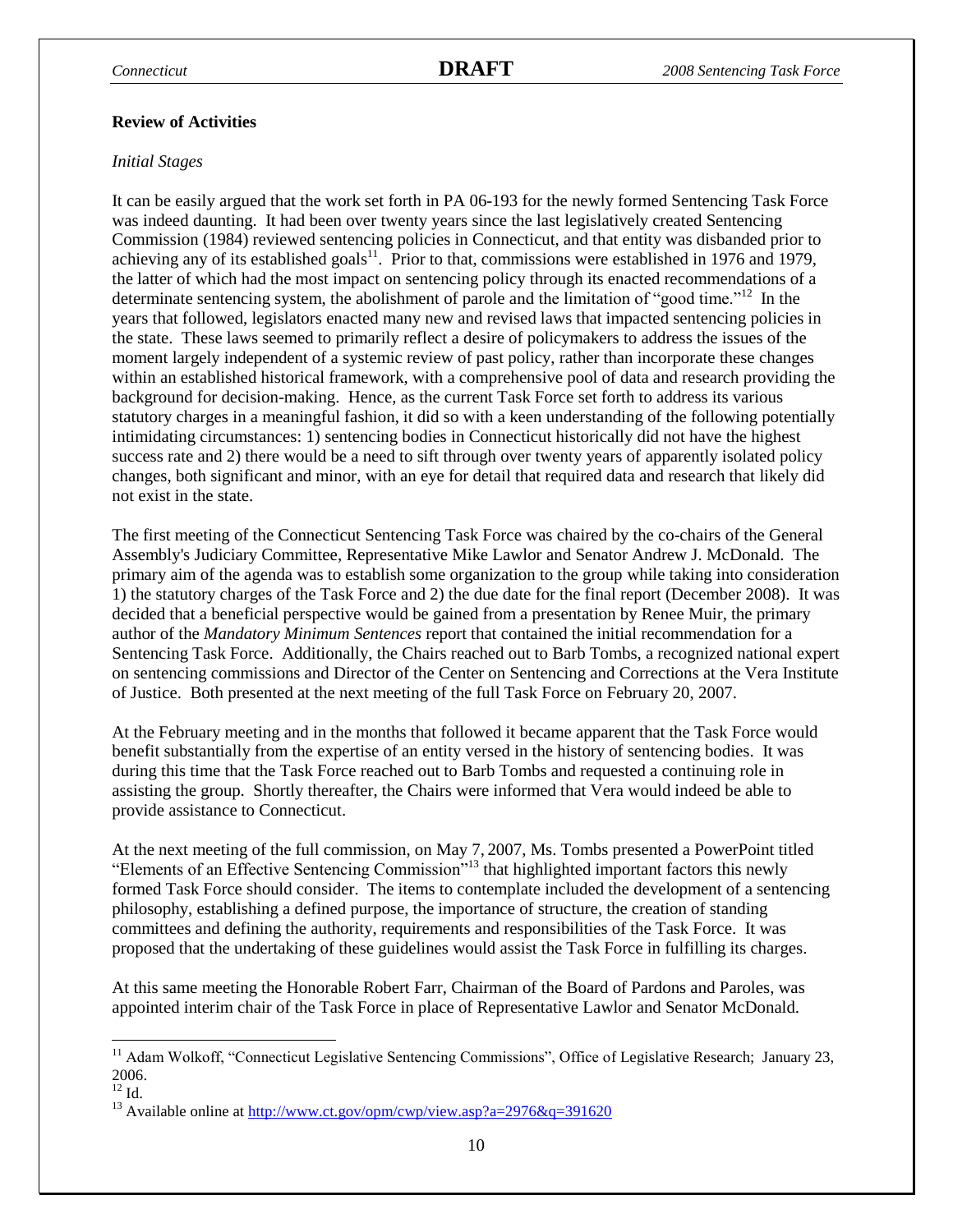**Review of Activities**

*Initial Stages*

It can be easily argued that the work set forth in PA 06-193 for the newly formed Sentencing Task Force was indeed daunting. It had been over twenty years since the last legislatively created Sentencing Commission (1984) reviewed sentencing policies in Connecticut, and that entity was disbanded prior to achieving any of its established goals[11]. Prior to that, commissions were established in 1976 and 1979, the latter of which had the most impact on sentencing policy through its enacted recommendations of a determinate sentencing system, the abolishment of parole and the limitation of "good time."[12] In the years that followed, legislators enacted many new and revised laws that impacted sentencing policies in the state. These laws seemed to primarily reflect a desire of policymakers to address the issues of the moment largely independent of a systemic review of past policy, rather than incorporate these changes within an established historical framework, with a comprehensive pool of data and research providing the background for decision-making. Hence, as the current Task Force set forth to address its various statutory charges in a meaningful fashion, it did so with a keen understanding of the following potentially intimidating circumstances: 1) sentencing bodies in Connecticut historically did not have the highest success rate and 2) there would be a need to sift through over twenty years of apparently isolated policy changes, both significant and minor, with an eye for detail that required data and research that likely did not exist in the state.

The first meeting of the Connecticut Sentencing Task Force was chaired by the co-chairs of the General Assembly's Judiciary Committee, Representative Mike Lawlor and Senator Andrew J. McDonald. The primary aim of the agenda was to establish some organization to the group while taking into consideration 1) the statutory charges of the Task Force and 2) the due date for the final report (December 2008). It was decided that a beneficial perspective would be gained from a presentation by Renee Muir, the primary author of the *Mandatory Minimum Sentences* report that contained the initial recommendation for a Sentencing Task Force. Additionally, the Chairs reached out to Barb Tombs, a recognized national expert on sentencing commissions and Director of the Center on Sentencing and Corrections at the Vera Institute of Justice. Both presented at the next meeting of the full Task Force on February 20, 2007.

At the February meeting and in the months that followed it became apparent that the Task Force would benefit substantially from the expertise of an entity versed in the history of sentencing bodies. It was during this time that the Task Force reached out to Barb Tombs and requested a continuing role in assisting the group. Shortly thereafter, the Chairs were informed that Vera would indeed be able to provide assistance to Connecticut.

At the next meeting of the full commission, on May 7, 2007, Ms. Tombs presented a PowerPoint titled "Elements of an Effective Sentencing Commission"[13] that highlighted important factors this newly formed Task Force should consider. The items to contemplate included the development of a sentencing philosophy, establishing a defined purpose, the importance of structure, the creation of standing committees and defining the authority, requirements and responsibilities of the Task Force. It was proposed that the undertaking of these guidelines would assist the Task Force in fulfilling its charges.

At this same meeting the Honorable Robert Farr, Chairman of the Board of Pardons and Paroles, was appointed interim chair of the Task Force in place of Representative Lawlor and Senator McDonald.

---

[11] Adam Wolkoff, "Connecticut Legislative Sentencing Commissions", Office of Legislative Research; January 23, 2006.

[12] Id.

[13] Available online at http://www.ct.gov/opm/cwp/view.asp?a=2976&q=391620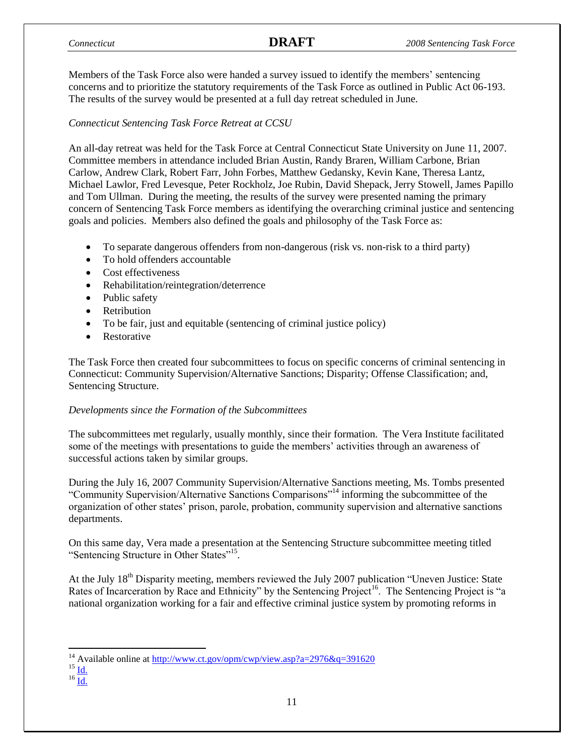Members of the Task Force also were handed a survey issued to identify the members' sentencing concerns and to prioritize the statutory requirements of the Task Force as outlined in Public Act 06-193. The results of the survey would be presented at a full day retreat scheduled in June.

*Connecticut Sentencing Task Force Retreat at CCSU*

An all-day retreat was held for the Task Force at Central Connecticut State University on June 11, 2007. Committee members in attendance included Brian Austin, Randy Braren, William Carbone, Brian Carlow, Andrew Clark, Robert Farr, John Forbes, Matthew Gedansky, Kevin Kane, Theresa Lantz, Michael Lawlor, Fred Levesque, Peter Rockholz, Joe Rubin, David Shepack, Jerry Stowell, James Papillo and Tom Ullman. During the meeting, the results of the survey were presented naming the primary concern of Sentencing Task Force members as identifying the overarching criminal justice and sentencing goals and policies. Members also defined the goals and philosophy of the Task Force as:

- To separate dangerous offenders from non-dangerous (risk vs. non-risk to a third party)
- To hold offenders accountable
- Cost effectiveness
- Rehabilitation/reintegration/deterrence
- Public safety
- Retribution
- To be fair, just and equitable (sentencing of criminal justice policy)
- Restorative

The Task Force then created four subcommittees to focus on specific concerns of criminal sentencing in Connecticut: Community Supervision/Alternative Sanctions; Disparity; Offense Classification; and, Sentencing Structure.

*Developments since the Formation of the Subcommittees*

The subcommittees met regularly, usually monthly, since their formation. The Vera Institute facilitated some of the meetings with presentations to guide the members' activities through an awareness of successful actions taken by similar groups.

During the July 16, 2007 Community Supervision/Alternative Sanctions meeting, Ms. Tombs presented "Community Supervision/Alternative Sanctions Comparisons"[14] informing the subcommittee of the organization of other states' prison, parole, probation, community supervision and alternative sanctions departments.

On this same day, Vera made a presentation at the Sentencing Structure subcommittee meeting titled "Sentencing Structure in Other States"[15].

At the July 18th Disparity meeting, members reviewed the July 2007 publication "Uneven Justice: State Rates of Incarceration by Race and Ethnicity" by the Sentencing Project[16]. The Sentencing Project is "a national organization working for a fair and effective criminal justice system by promoting reforms in

---

[14] Available online at http://www.ct.gov/opm/cwp/view.asp?a=2976&q=391620

[15] Id.

[16] Id.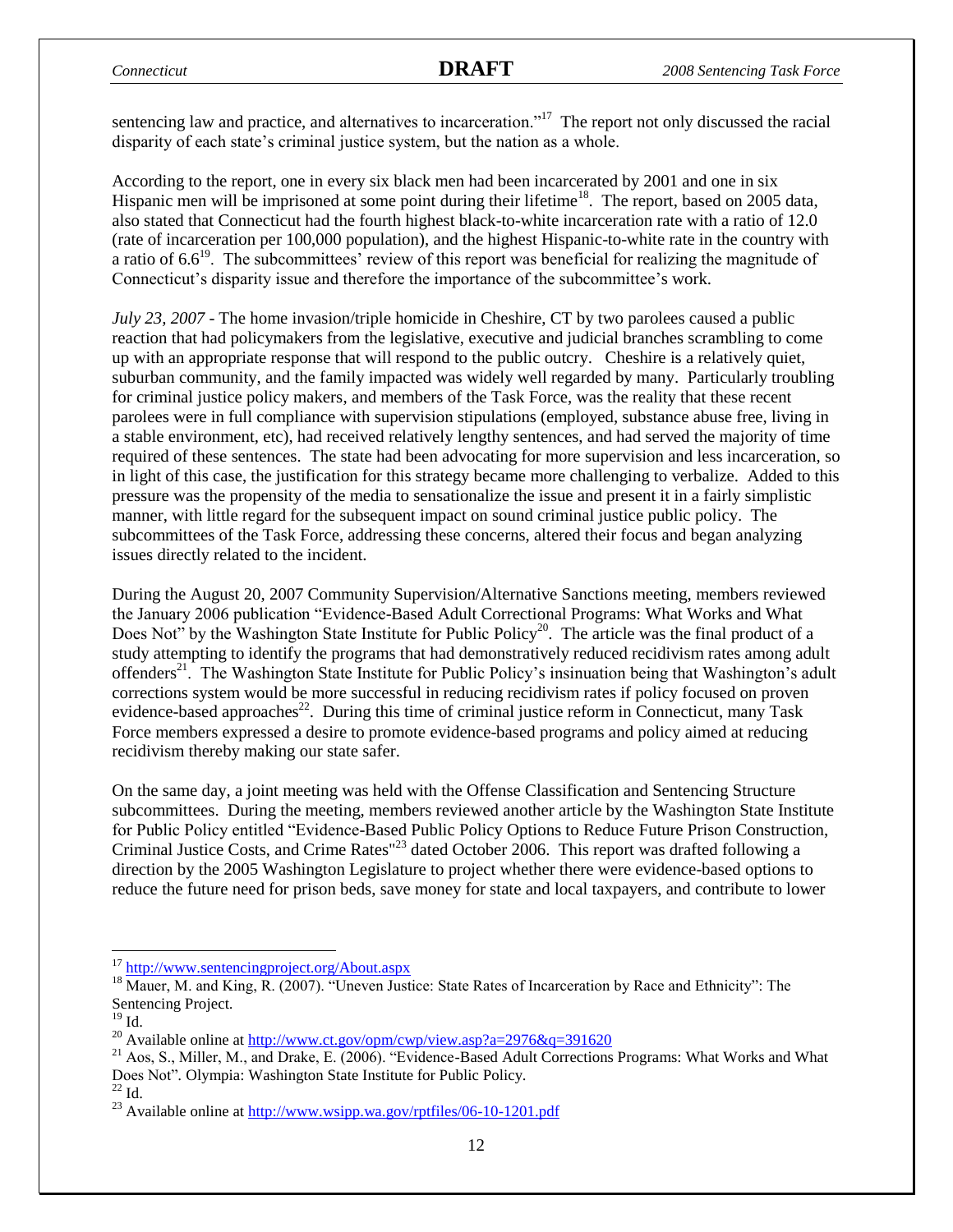sentencing law and practice, and alternatives to incarceration."[17] The report not only discussed the racial disparity of each state's criminal justice system, but the nation as a whole.

According to the report, one in every six black men had been incarcerated by 2001 and one in six Hispanic men will be imprisoned at some point during their lifetime[18]. The report, based on 2005 data, also stated that Connecticut had the fourth highest black-to-white incarceration rate with a ratio of 12.0 (rate of incarceration per 100,000 population), and the highest Hispanic-to-white rate in the country with a ratio of 6.6[19]. The subcommittees' review of this report was beneficial for realizing the magnitude of Connecticut's disparity issue and therefore the importance of the subcommittee's work.

*July 23, 2007* - The home invasion/triple homicide in Cheshire, CT by two parolees caused a public reaction that had policymakers from the legislative, executive and judicial branches scrambling to come up with an appropriate response that will respond to the public outcry. Cheshire is a relatively quiet, suburban community, and the family impacted was widely well regarded by many. Particularly troubling for criminal justice policy makers, and members of the Task Force, was the reality that these recent parolees were in full compliance with supervision stipulations (employed, substance abuse free, living in a stable environment, etc), had received relatively lengthy sentences, and had served the majority of time required of these sentences. The state had been advocating for more supervision and less incarceration, so in light of this case, the justification for this strategy became more challenging to verbalize. Added to this pressure was the propensity of the media to sensationalize the issue and present it in a fairly simplistic manner, with little regard for the subsequent impact on sound criminal justice public policy. The subcommittees of the Task Force, addressing these concerns, altered their focus and began analyzing issues directly related to the incident.

During the August 20, 2007 Community Supervision/Alternative Sanctions meeting, members reviewed the January 2006 publication "Evidence-Based Adult Correctional Programs: What Works and What Does Not" by the Washington State Institute for Public Policy[20]. The article was the final product of a study attempting to identify the programs that had demonstratively reduced recidivism rates among adult offenders[21]. The Washington State Institute for Public Policy's insinuation being that Washington's adult corrections system would be more successful in reducing recidivism rates if policy focused on proven evidence-based approaches[22]. During this time of criminal justice reform in Connecticut, many Task Force members expressed a desire to promote evidence-based programs and policy aimed at reducing recidivism thereby making our state safer.

On the same day, a joint meeting was held with the Offense Classification and Sentencing Structure subcommittees. During the meeting, members reviewed another article by the Washington State Institute for Public Policy entitled "Evidence-Based Public Policy Options to Reduce Future Prison Construction, Criminal Justice Costs, and Crime Rates"[23] dated October 2006. This report was drafted following a direction by the 2005 Washington Legislature to project whether there were evidence-based options to reduce the future need for prison beds, save money for state and local taxpayers, and contribute to lower

---

[17] http://www.sentencingproject.org/About.aspx

[18] Mauer, M. and King, R. (2007). "Uneven Justice: State Rates of Incarceration by Race and Ethnicity": The Sentencing Project.

[19] Id.

[20] Available online at http://www.ct.gov/opm/cwp/view.asp?a=2976&q=391620

[21] Aos, S., Miller, M., and Drake, E. (2006). "Evidence-Based Adult Corrections Programs: What Works and What Does Not". Olympia: Washington State Institute for Public Policy.

[22] Id.

[23] Available online at http://www.wsipp.wa.gov/rptfiles/06-10-1201.pdf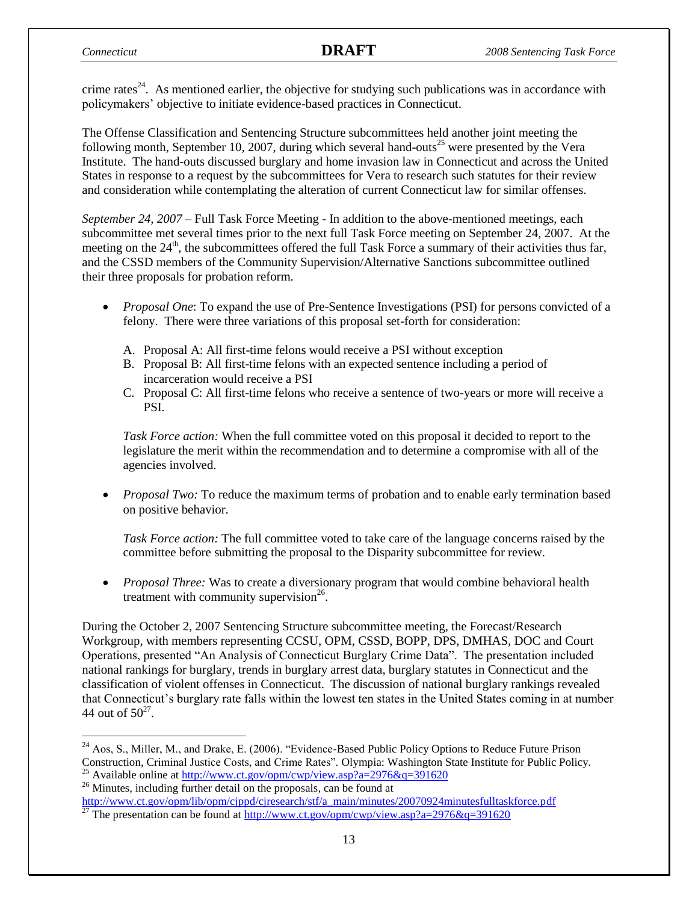crime rates[24]. As mentioned earlier, the objective for studying such publications was in accordance with policymakers' objective to initiate evidence-based practices in Connecticut.

The Offense Classification and Sentencing Structure subcommittees held another joint meeting the following month, September 10, 2007, during which several hand-outs[25] were presented by the Vera Institute. The hand-outs discussed burglary and home invasion law in Connecticut and across the United States in response to a request by the subcommittees for Vera to research such statutes for their review and consideration while contemplating the alteration of current Connecticut law for similar offenses.

*September 24, 2007* – Full Task Force Meeting - In addition to the above-mentioned meetings, each subcommittee met several times prior to the next full Task Force meeting on September 24, 2007. At the meeting on the 24th, the subcommittees offered the full Task Force a summary of their activities thus far, and the CSSD members of the Community Supervision/Alternative Sanctions subcommittee outlined their three proposals for probation reform.

- *Proposal One*: To expand the use of Pre-Sentence Investigations (PSI) for persons convicted of a felony. There were three variations of this proposal set-forth for consideration:

  A. Proposal A: All first-time felons would receive a PSI without exception
  B. Proposal B: All first-time felons with an expected sentence including a period of incarceration would receive a PSI
  C. Proposal C: All first-time felons who receive a sentence of two-years or more will receive a PSI.

  *Task Force action:* When the full committee voted on this proposal it decided to report to the legislature the merit within the recommendation and to determine a compromise with all of the agencies involved.

- *Proposal Two:* To reduce the maximum terms of probation and to enable early termination based on positive behavior.

  *Task Force action:* The full committee voted to take care of the language concerns raised by the committee before submitting the proposal to the Disparity subcommittee for review.

- *Proposal Three:* Was to create a diversionary program that would combine behavioral health treatment with community supervision[26].

During the October 2, 2007 Sentencing Structure subcommittee meeting, the Forecast/Research Workgroup, with members representing CCSU, OPM, CSSD, BOPP, DPS, DMHAS, DOC and Court Operations, presented "An Analysis of Connecticut Burglary Crime Data". The presentation included national rankings for burglary, trends in burglary arrest data, burglary statutes in Connecticut and the classification of violent offenses in Connecticut. The discussion of national burglary rankings revealed that Connecticut's burglary rate falls within the lowest ten states in the United States coming in at number 44 out of 50[27].

---

[24] Aos, S., Miller, M., and Drake, E. (2006). "Evidence-Based Public Policy Options to Reduce Future Prison Construction, Criminal Justice Costs, and Crime Rates". Olympia: Washington State Institute for Public Policy.

[25] Available online at http://www.ct.gov/opm/cwp/view.asp?a=2976&q=391620

[26] Minutes, including further detail on the proposals, can be found at http://www.ct.gov/opm/lib/opm/cjppd/cjresearch/stf/a_main/minutes/20070924minutesfulltaskforce.pdf

[27] The presentation can be found at http://www.ct.gov/opm/cwp/view.asp?a=2976&q=391620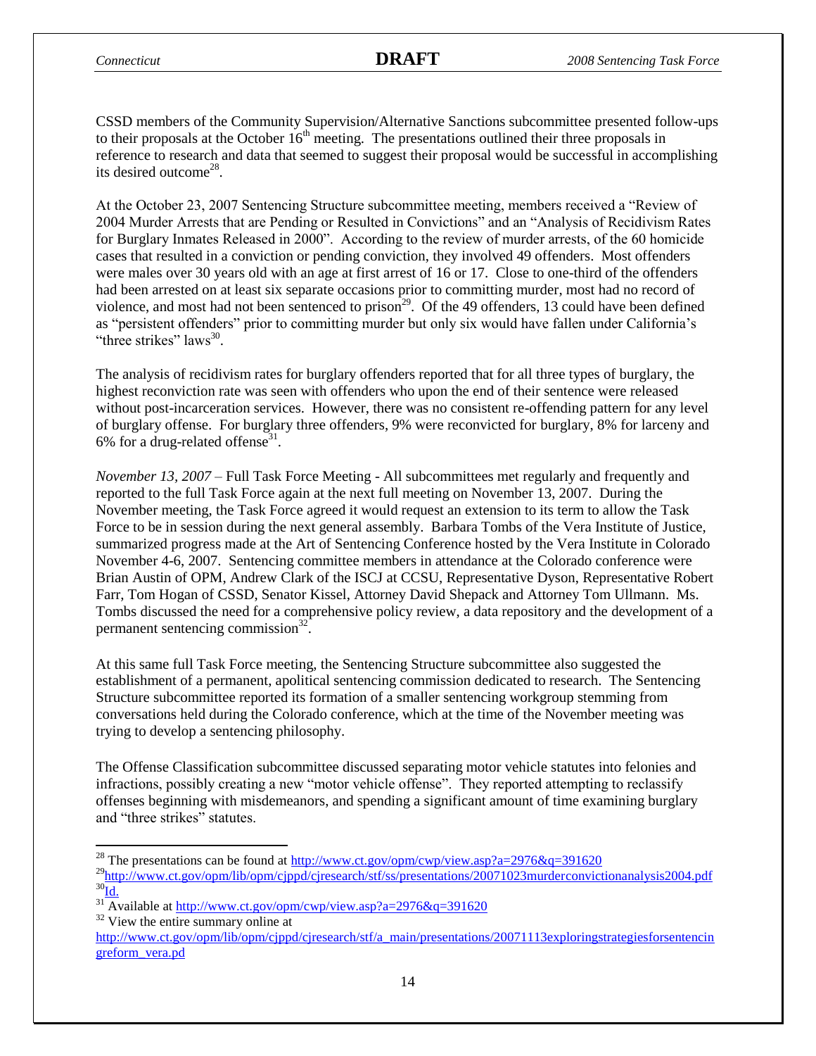CSSD members of the Community Supervision/Alternative Sanctions subcommittee presented follow-ups to their proposals at the October 16th meeting. The presentations outlined their three proposals in reference to research and data that seemed to suggest their proposal would be successful in accomplishing its desired outcome[28].

At the October 23, 2007 Sentencing Structure subcommittee meeting, members received a "Review of 2004 Murder Arrests that are Pending or Resulted in Convictions" and an "Analysis of Recidivism Rates for Burglary Inmates Released in 2000". According to the review of murder arrests, of the 60 homicide cases that resulted in a conviction or pending conviction, they involved 49 offenders. Most offenders were males over 30 years old with an age at first arrest of 16 or 17. Close to one-third of the offenders had been arrested on at least six separate occasions prior to committing murder, most had no record of violence, and most had not been sentenced to prison[29]. Of the 49 offenders, 13 could have been defined as "persistent offenders" prior to committing murder but only six would have fallen under California's "three strikes" laws[30].

The analysis of recidivism rates for burglary offenders reported that for all three types of burglary, the highest reconviction rate was seen with offenders who upon the end of their sentence were released without post-incarceration services. However, there was no consistent re-offending pattern for any level of burglary offense. For burglary three offenders, 9% were reconvicted for burglary, 8% for larceny and 6% for a drug-related offense[31].

*November 13, 2007* – Full Task Force Meeting - All subcommittees met regularly and frequently and reported to the full Task Force again at the next full meeting on November 13, 2007. During the November meeting, the Task Force agreed it would request an extension to its term to allow the Task Force to be in session during the next general assembly. Barbara Tombs of the Vera Institute of Justice, summarized progress made at the Art of Sentencing Conference hosted by the Vera Institute in Colorado November 4-6, 2007. Sentencing committee members in attendance at the Colorado conference were Brian Austin of OPM, Andrew Clark of the ISCJ at CCSU, Representative Dyson, Representative Robert Farr, Tom Hogan of CSSD, Senator Kissel, Attorney David Shepack and Attorney Tom Ullmann. Ms. Tombs discussed the need for a comprehensive policy review, a data repository and the development of a permanent sentencing commission[32].

At this same full Task Force meeting, the Sentencing Structure subcommittee also suggested the establishment of a permanent, apolitical sentencing commission dedicated to research. The Sentencing Structure subcommittee reported its formation of a smaller sentencing workgroup stemming from conversations held during the Colorado conference, which at the time of the November meeting was trying to develop a sentencing philosophy.

The Offense Classification subcommittee discussed separating motor vehicle statutes into felonies and infractions, possibly creating a new "motor vehicle offense". They reported attempting to reclassify offenses beginning with misdemeanors, and spending a significant amount of time examining burglary and "three strikes" statutes.

---

[28] The presentations can be found at http://www.ct.gov/opm/cwp/view.asp?a=2976&q=391620

[29] http://www.ct.gov/opm/lib/opm/cjppd/cjresearch/stf/ss/presentations/20071023murderconvictionanalysis2004.pdf

[30] Id.

[31] Available at http://www.ct.gov/opm/cwp/view.asp?a=2976&q=391620

[32] View the entire summary online at http://www.ct.gov/opm/lib/opm/cjppd/cjresearch/stf/a_main/presentations/20071113exploringstrategiesforsentencingreform_vera.pd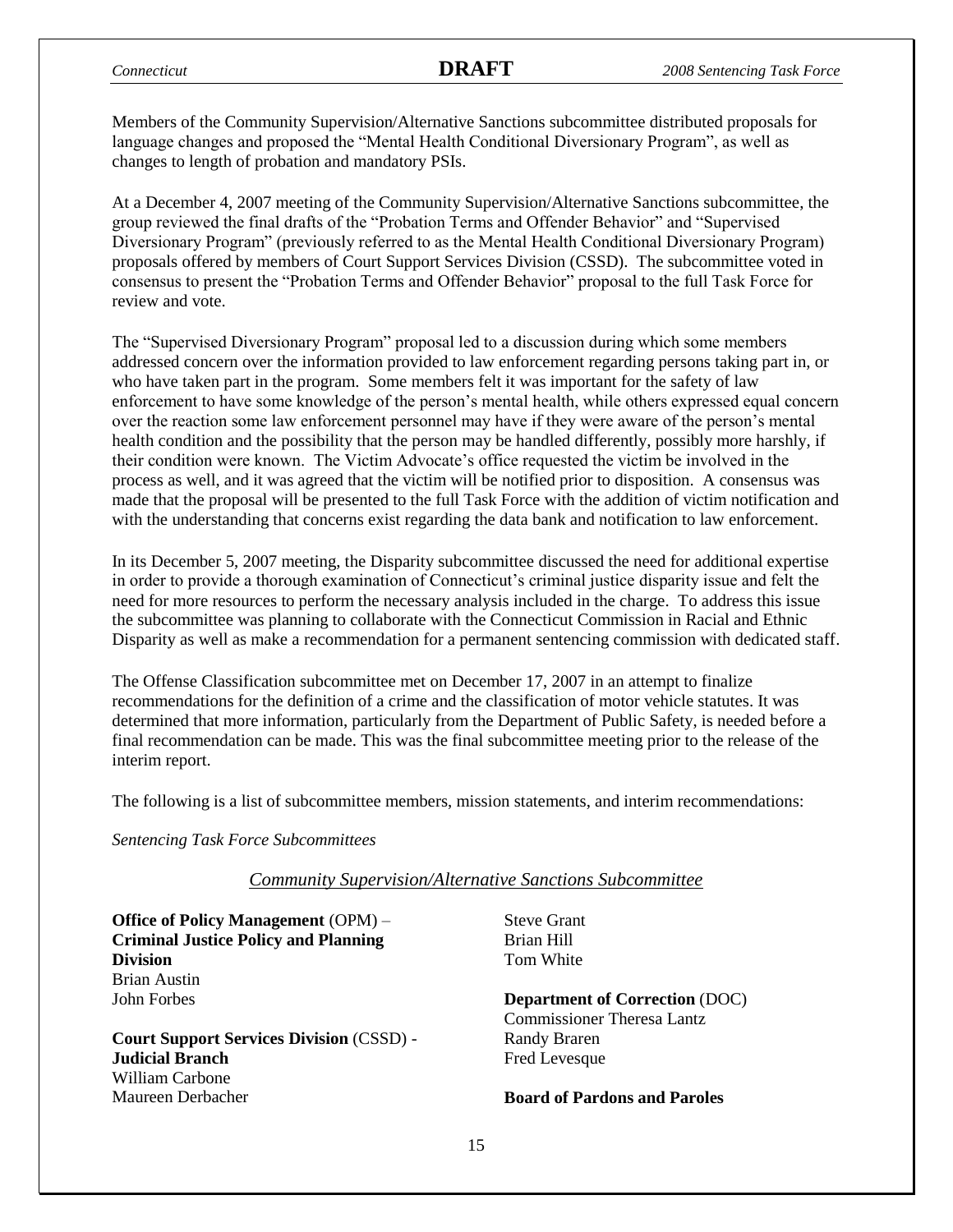Members of the Community Supervision/Alternative Sanctions subcommittee distributed proposals for language changes and proposed the "Mental Health Conditional Diversionary Program", as well as changes to length of probation and mandatory PSIs.

At a December 4, 2007 meeting of the Community Supervision/Alternative Sanctions subcommittee, the group reviewed the final drafts of the "Probation Terms and Offender Behavior" and "Supervised Diversionary Program" (previously referred to as the Mental Health Conditional Diversionary Program) proposals offered by members of Court Support Services Division (CSSD). The subcommittee voted in consensus to present the "Probation Terms and Offender Behavior" proposal to the full Task Force for review and vote.

The "Supervised Diversionary Program" proposal led to a discussion during which some members addressed concern over the information provided to law enforcement regarding persons taking part in, or who have taken part in the program. Some members felt it was important for the safety of law enforcement to have some knowledge of the person's mental health, while others expressed equal concern over the reaction some law enforcement personnel may have if they were aware of the person's mental health condition and the possibility that the person may be handled differently, possibly more harshly, if their condition were known. The Victim Advocate's office requested the victim be involved in the process as well, and it was agreed that the victim will be notified prior to disposition. A consensus was made that the proposal will be presented to the full Task Force with the addition of victim notification and with the understanding that concerns exist regarding the data bank and notification to law enforcement.

In its December 5, 2007 meeting, the Disparity subcommittee discussed the need for additional expertise in order to provide a thorough examination of Connecticut's criminal justice disparity issue and felt the need for more resources to perform the necessary analysis included in the charge. To address this issue the subcommittee was planning to collaborate with the Connecticut Commission in Racial and Ethnic Disparity as well as make a recommendation for a permanent sentencing commission with dedicated staff.

The Offense Classification subcommittee met on December 17, 2007 in an attempt to finalize recommendations for the definition of a crime and the classification of motor vehicle statutes. It was determined that more information, particularly from the Department of Public Safety, is needed before a final recommendation can be made. This was the final subcommittee meeting prior to the release of the interim report.

The following is a list of subcommittee members, mission statements, and interim recommendations:

*Sentencing Task Force Subcommittees*

### *Community Supervision/Alternative Sanctions Subcommittee*

**Office of Policy Management** (OPM) – **Criminal Justice Policy and Planning Division**
Brian Austin
John Forbes

**Court Support Services Division** (CSSD) - **Judicial Branch**
William Carbone
Maureen Derbacher
Steve Grant
Brian Hill
Tom White

**Department of Correction** (DOC)
Commissioner Theresa Lantz
Randy Braren
Fred Levesque

**Board of Pardons and Paroles**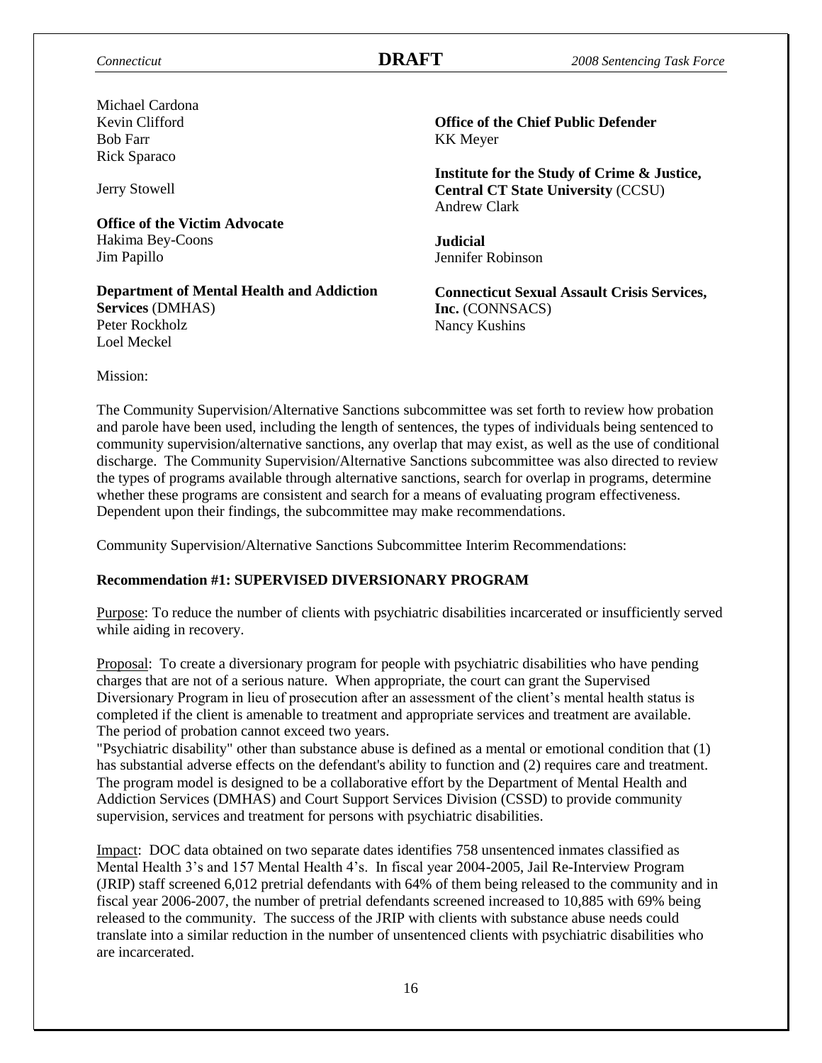Michael Cardona
Kevin Clifford
Bob Farr
Rick Sparaco

Jerry Stowell

**Office of the Victim Advocate**
Hakima Bey-Coons
Jim Papillo

**Department of Mental Health and Addiction Services** (DMHAS)
Peter Rockholz
Loel Meckel

**Office of the Chief Public Defender**
KK Meyer

**Institute for the Study of Crime & Justice, Central CT State University** (CCSU)
Andrew Clark

**Judicial**
Jennifer Robinson

**Connecticut Sexual Assault Crisis Services, Inc.** (CONNSACS)
Nancy Kushins

Mission:

The Community Supervision/Alternative Sanctions subcommittee was set forth to review how probation and parole have been used, including the length of sentences, the types of individuals being sentenced to community supervision/alternative sanctions, any overlap that may exist, as well as the use of conditional discharge. The Community Supervision/Alternative Sanctions subcommittee was also directed to review the types of programs available through alternative sanctions, search for overlap in programs, determine whether these programs are consistent and search for a means of evaluating program effectiveness. Dependent upon their findings, the subcommittee may make recommendations.

Community Supervision/Alternative Sanctions Subcommittee Interim Recommendations:

**Recommendation #1: SUPERVISED DIVERSIONARY PROGRAM**

Purpose: To reduce the number of clients with psychiatric disabilities incarcerated or insufficiently served while aiding in recovery.

Proposal: To create a diversionary program for people with psychiatric disabilities who have pending charges that are not of a serious nature. When appropriate, the court can grant the Supervised Diversionary Program in lieu of prosecution after an assessment of the client's mental health status is completed if the client is amenable to treatment and appropriate services and treatment are available. The period of probation cannot exceed two years.

"Psychiatric disability" other than substance abuse is defined as a mental or emotional condition that (1) has substantial adverse effects on the defendant's ability to function and (2) requires care and treatment. The program model is designed to be a collaborative effort by the Department of Mental Health and Addiction Services (DMHAS) and Court Support Services Division (CSSD) to provide community supervision, services and treatment for persons with psychiatric disabilities.

Impact: DOC data obtained on two separate dates identifies 758 unsentenced inmates classified as Mental Health 3's and 157 Mental Health 4's. In fiscal year 2004-2005, Jail Re-Interview Program (JRIP) staff screened 6,012 pretrial defendants with 64% of them being released to the community and in fiscal year 2006-2007, the number of pretrial defendants screened increased to 10,885 with 69% being released to the community. The success of the JRIP with clients with substance abuse needs could translate into a similar reduction in the number of unsentenced clients with psychiatric disabilities who are incarcerated.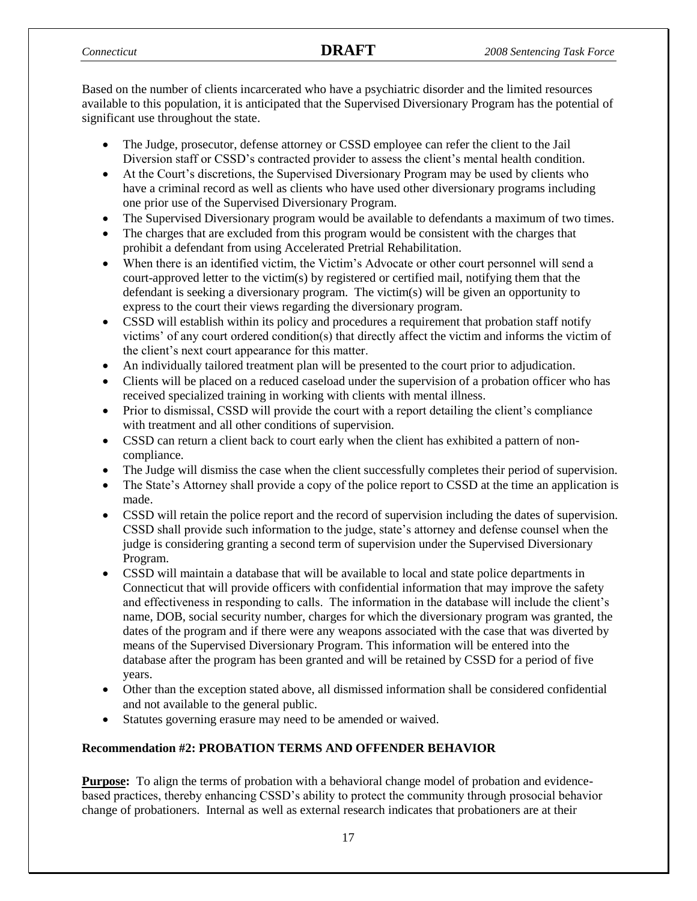Based on the number of clients incarcerated who have a psychiatric disorder and the limited resources available to this population, it is anticipated that the Supervised Diversionary Program has the potential of significant use throughout the state.

- The Judge, prosecutor, defense attorney or CSSD employee can refer the client to the Jail Diversion staff or CSSD's contracted provider to assess the client's mental health condition.
- At the Court's discretions, the Supervised Diversionary Program may be used by clients who have a criminal record as well as clients who have used other diversionary programs including one prior use of the Supervised Diversionary Program.
- The Supervised Diversionary program would be available to defendants a maximum of two times.
- The charges that are excluded from this program would be consistent with the charges that prohibit a defendant from using Accelerated Pretrial Rehabilitation.
- When there is an identified victim, the Victim's Advocate or other court personnel will send a court-approved letter to the victim(s) by registered or certified mail, notifying them that the defendant is seeking a diversionary program. The victim(s) will be given an opportunity to express to the court their views regarding the diversionary program.
- CSSD will establish within its policy and procedures a requirement that probation staff notify victims' of any court ordered condition(s) that directly affect the victim and informs the victim of the client's next court appearance for this matter.
- An individually tailored treatment plan will be presented to the court prior to adjudication.
- Clients will be placed on a reduced caseload under the supervision of a probation officer who has received specialized training in working with clients with mental illness.
- Prior to dismissal, CSSD will provide the court with a report detailing the client's compliance with treatment and all other conditions of supervision.
- CSSD can return a client back to court early when the client has exhibited a pattern of non-compliance.
- The Judge will dismiss the case when the client successfully completes their period of supervision.
- The State's Attorney shall provide a copy of the police report to CSSD at the time an application is made.
- CSSD will retain the police report and the record of supervision including the dates of supervision. CSSD shall provide such information to the judge, state's attorney and defense counsel when the judge is considering granting a second term of supervision under the Supervised Diversionary Program.
- CSSD will maintain a database that will be available to local and state police departments in Connecticut that will provide officers with confidential information that may improve the safety and effectiveness in responding to calls. The information in the database will include the client's name, DOB, social security number, charges for which the diversionary program was granted, the dates of the program and if there were any weapons associated with the case that was diverted by means of the Supervised Diversionary Program. This information will be entered into the database after the program has been granted and will be retained by CSSD for a period of five years.
- Other than the exception stated above, all dismissed information shall be considered confidential and not available to the general public.
- Statutes governing erasure may need to be amended or waived.

**Recommendation #2: PROBATION TERMS AND OFFENDER BEHAVIOR**

**Purpose:** To align the terms of probation with a behavioral change model of probation and evidence-based practices, thereby enhancing CSSD's ability to protect the community through prosocial behavior change of probationers. Internal as well as external research indicates that probationers are at their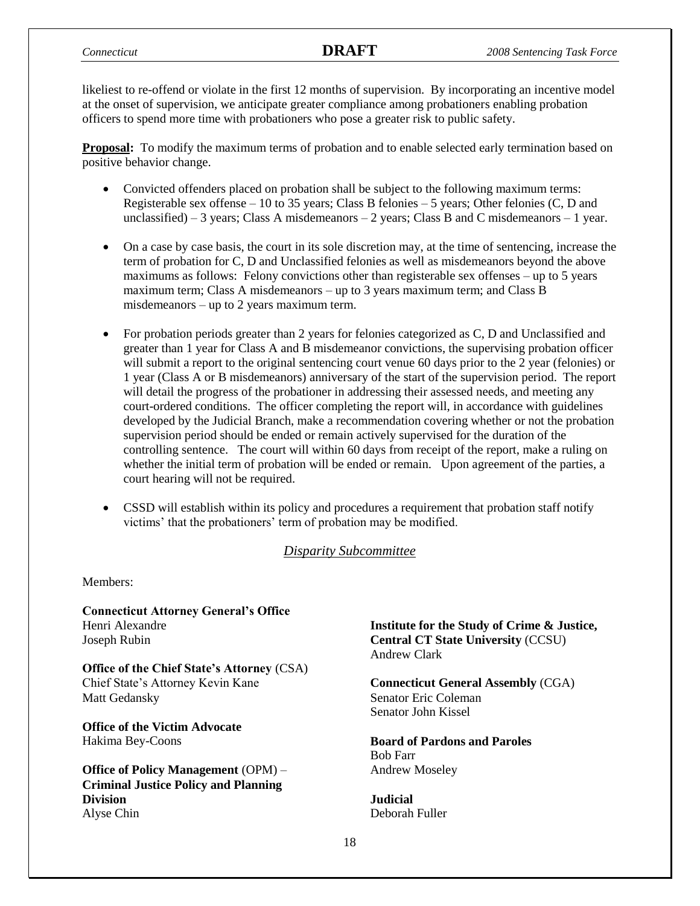likeliest to re-offend or violate in the first 12 months of supervision. By incorporating an incentive model at the onset of supervision, we anticipate greater compliance among probationers enabling probation officers to spend more time with probationers who pose a greater risk to public safety.

**Proposal:** To modify the maximum terms of probation and to enable selected early termination based on positive behavior change.

- Convicted offenders placed on probation shall be subject to the following maximum terms: Registerable sex offense – 10 to 35 years; Class B felonies – 5 years; Other felonies (C, D and unclassified) – 3 years; Class A misdemeanors – 2 years; Class B and C misdemeanors – 1 year.

- On a case by case basis, the court in its sole discretion may, at the time of sentencing, increase the term of probation for C, D and Unclassified felonies as well as misdemeanors beyond the above maximums as follows: Felony convictions other than registerable sex offenses – up to 5 years maximum term; Class A misdemeanors – up to 3 years maximum term; and Class B misdemeanors – up to 2 years maximum term.

- For probation periods greater than 2 years for felonies categorized as C, D and Unclassified and greater than 1 year for Class A and B misdemeanor convictions, the supervising probation officer will submit a report to the original sentencing court venue 60 days prior to the 2 year (felonies) or 1 year (Class A or B misdemeanors) anniversary of the start of the supervision period. The report will detail the progress of the probationer in addressing their assessed needs, and meeting any court-ordered conditions. The officer completing the report will, in accordance with guidelines developed by the Judicial Branch, make a recommendation covering whether or not the probation supervision period should be ended or remain actively supervised for the duration of the controlling sentence. The court will within 60 days from receipt of the report, make a ruling on whether the initial term of probation will be ended or remain. Upon agreement of the parties, a court hearing will not be required.

- CSSD will establish within its policy and procedures a requirement that probation staff notify victims' that the probationers' term of probation may be modified.

## *Disparity Subcommittee*

Members:

**Connecticut Attorney General's Office**
Henri Alexandre
Joseph Rubin

**Office of the Chief State's Attorney** (CSA)
Chief State's Attorney Kevin Kane
Matt Gedansky

**Office of the Victim Advocate**
Hakima Bey-Coons

**Office of Policy Management** (OPM) – **Criminal Justice Policy and Planning Division**
Alyse Chin

**Institute for the Study of Crime & Justice, Central CT State University** (CCSU)
Andrew Clark

**Connecticut General Assembly** (CGA)
Senator Eric Coleman
Senator John Kissel

**Board of Pardons and Paroles**
Bob Farr
Andrew Moseley

**Judicial**
Deborah Fuller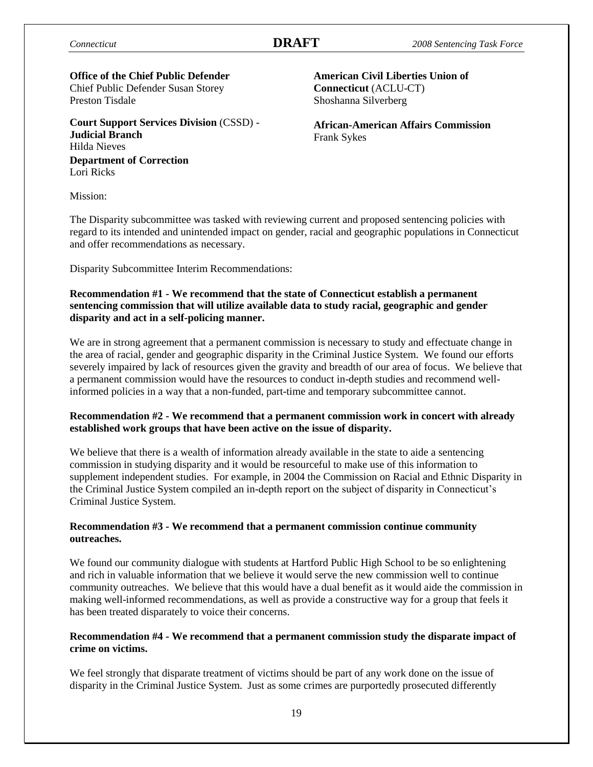**Office of the Chief Public Defender**
Chief Public Defender Susan Storey
Preston Tisdale

**Court Support Services Division** (CSSD) - **Judicial Branch**
Hilda Nieves

**Department of Correction**
Lori Ricks

**American Civil Liberties Union of Connecticut** (ACLU-CT)
Shoshanna Silverberg

**African-American Affairs Commission**
Frank Sykes

Mission:

The Disparity subcommittee was tasked with reviewing current and proposed sentencing policies with regard to its intended and unintended impact on gender, racial and geographic populations in Connecticut and offer recommendations as necessary.

Disparity Subcommittee Interim Recommendations:

**Recommendation #1 - We recommend that the state of Connecticut establish a permanent sentencing commission that will utilize available data to study racial, geographic and gender disparity and act in a self-policing manner.**

We are in strong agreement that a permanent commission is necessary to study and effectuate change in the area of racial, gender and geographic disparity in the Criminal Justice System. We found our efforts severely impaired by lack of resources given the gravity and breadth of our area of focus. We believe that a permanent commission would have the resources to conduct in-depth studies and recommend well-informed policies in a way that a non-funded, part-time and temporary subcommittee cannot.

**Recommendation #2 - We recommend that a permanent commission work in concert with already established work groups that have been active on the issue of disparity.**

We believe that there is a wealth of information already available in the state to aide a sentencing commission in studying disparity and it would be resourceful to make use of this information to supplement independent studies. For example, in 2004 the Commission on Racial and Ethnic Disparity in the Criminal Justice System compiled an in-depth report on the subject of disparity in Connecticut's Criminal Justice System.

**Recommendation #3 - We recommend that a permanent commission continue community outreaches.**

We found our community dialogue with students at Hartford Public High School to be so enlightening and rich in valuable information that we believe it would serve the new commission well to continue community outreaches. We believe that this would have a dual benefit as it would aide the commission in making well-informed recommendations, as well as provide a constructive way for a group that feels it has been treated disparately to voice their concerns.

**Recommendation #4 - We recommend that a permanent commission study the disparate impact of crime on victims.**

We feel strongly that disparate treatment of victims should be part of any work done on the issue of disparity in the Criminal Justice System. Just as some crimes are purportedly prosecuted differently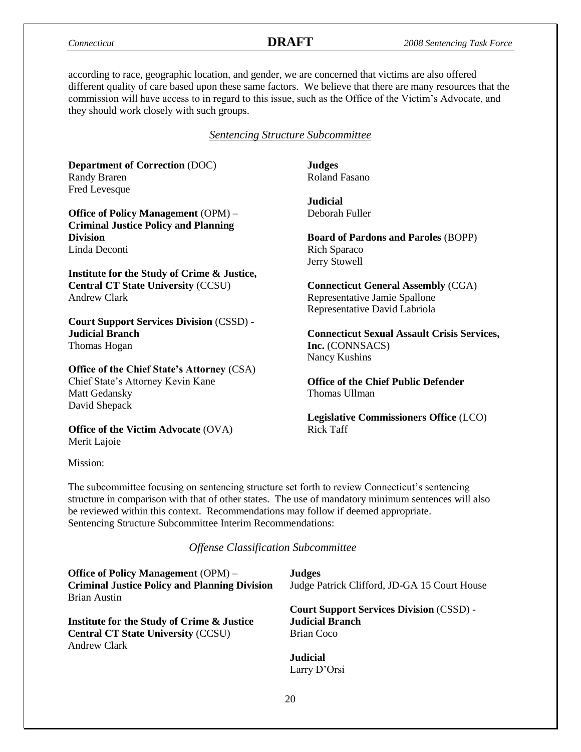according to race, geographic location, and gender, we are concerned that victims are also offered different quality of care based upon these same factors. We believe that there are many resources that the commission will have access to in regard to this issue, such as the Office of the Victim's Advocate, and they should work closely with such groups.

*Sentencing Structure Subcommittee*

**Department of Correction** (DOC)
Randy Braren
Fred Levesque

**Office of Policy Management** (OPM) – **Criminal Justice Policy and Planning Division**
Linda Deconti

**Institute for the Study of Crime & Justice, Central CT State University** (CCSU)
Andrew Clark

**Court Support Services Division** (CSSD) - **Judicial Branch**
Thomas Hogan

**Office of the Chief State's Attorney** (CSA)
Chief State's Attorney Kevin Kane
Matt Gedansky
David Shepack

**Office of the Victim Advocate** (OVA)
Merit Lajoie

**Judges**
Roland Fasano

**Judicial**
Deborah Fuller

**Board of Pardons and Paroles** (BOPP)
Rich Sparaco
Jerry Stowell

**Connecticut General Assembly** (CGA)
Representative Jamie Spallone
Representative David Labriola

**Connecticut Sexual Assault Crisis Services, Inc.** (CONNSACS)
Nancy Kushins

**Office of the Chief Public Defender**
Thomas Ullman

**Legislative Commissioners Office** (LCO)
Rick Taff

Mission:

The subcommittee focusing on sentencing structure set forth to review Connecticut's sentencing structure in comparison with that of other states. The use of mandatory minimum sentences will also be reviewed within this context. Recommendations may follow if deemed appropriate.
Sentencing Structure Subcommittee Interim Recommendations:

*Offense Classification Subcommittee*

**Office of Policy Management** (OPM) – **Criminal Justice Policy and Planning Division**
Brian Austin

**Institute for the Study of Crime & Justice Central CT State University** (CCSU)
Andrew Clark

**Judges**
Judge Patrick Clifford, JD-GA 15 Court House

**Court Support Services Division** (CSSD) - **Judicial Branch**
Brian Coco

**Judicial**
Larry D'Orsi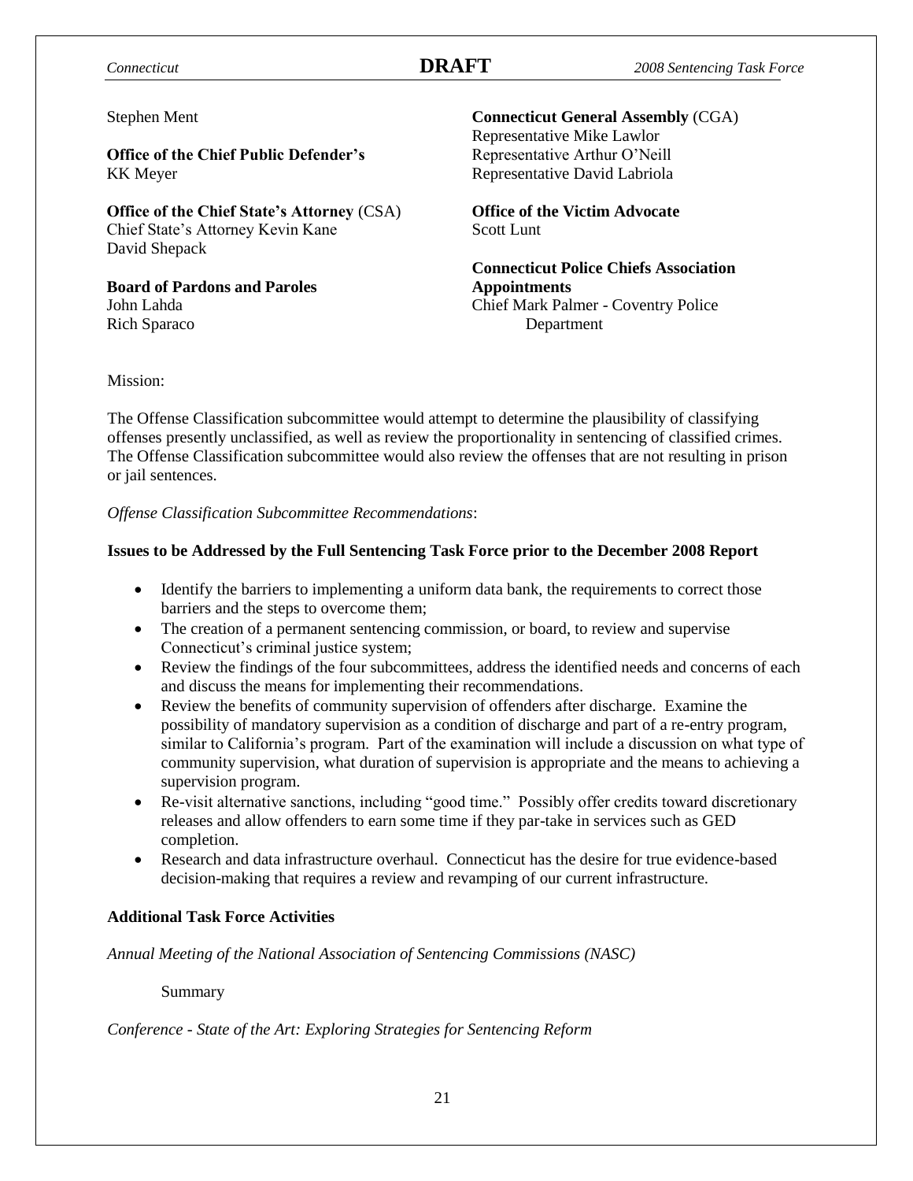Stephen Ment

**Office of the Chief Public Defender's**
KK Meyer

**Office of the Chief State's Attorney** (CSA)
Chief State's Attorney Kevin Kane
David Shepack

**Board of Pardons and Paroles**
John Lahda
Rich Sparaco

**Connecticut General Assembly** (CGA)
Representative Mike Lawlor
Representative Arthur O'Neill
Representative David Labriola

**Office of the Victim Advocate**
Scott Lunt

**Connecticut Police Chiefs Association Appointments**
Chief Mark Palmer - Coventry Police Department

Mission:

The Offense Classification subcommittee would attempt to determine the plausibility of classifying offenses presently unclassified, as well as review the proportionality in sentencing of classified crimes. The Offense Classification subcommittee would also review the offenses that are not resulting in prison or jail sentences.

*Offense Classification Subcommittee Recommendations*:

**Issues to be Addressed by the Full Sentencing Task Force prior to the December 2008 Report**

- Identify the barriers to implementing a uniform data bank, the requirements to correct those barriers and the steps to overcome them;
- The creation of a permanent sentencing commission, or board, to review and supervise Connecticut's criminal justice system;
- Review the findings of the four subcommittees, address the identified needs and concerns of each and discuss the means for implementing their recommendations.
- Review the benefits of community supervision of offenders after discharge. Examine the possibility of mandatory supervision as a condition of discharge and part of a re-entry program, similar to California's program. Part of the examination will include a discussion on what type of community supervision, what duration of supervision is appropriate and the means to achieving a supervision program.
- Re-visit alternative sanctions, including "good time." Possibly offer credits toward discretionary releases and allow offenders to earn some time if they par-take in services such as GED completion.
- Research and data infrastructure overhaul. Connecticut has the desire for true evidence-based decision-making that requires a review and revamping of our current infrastructure.

**Additional Task Force Activities**

*Annual Meeting of the National Association of Sentencing Commissions (NASC)*

Summary

*Conference - State of the Art: Exploring Strategies for Sentencing Reform*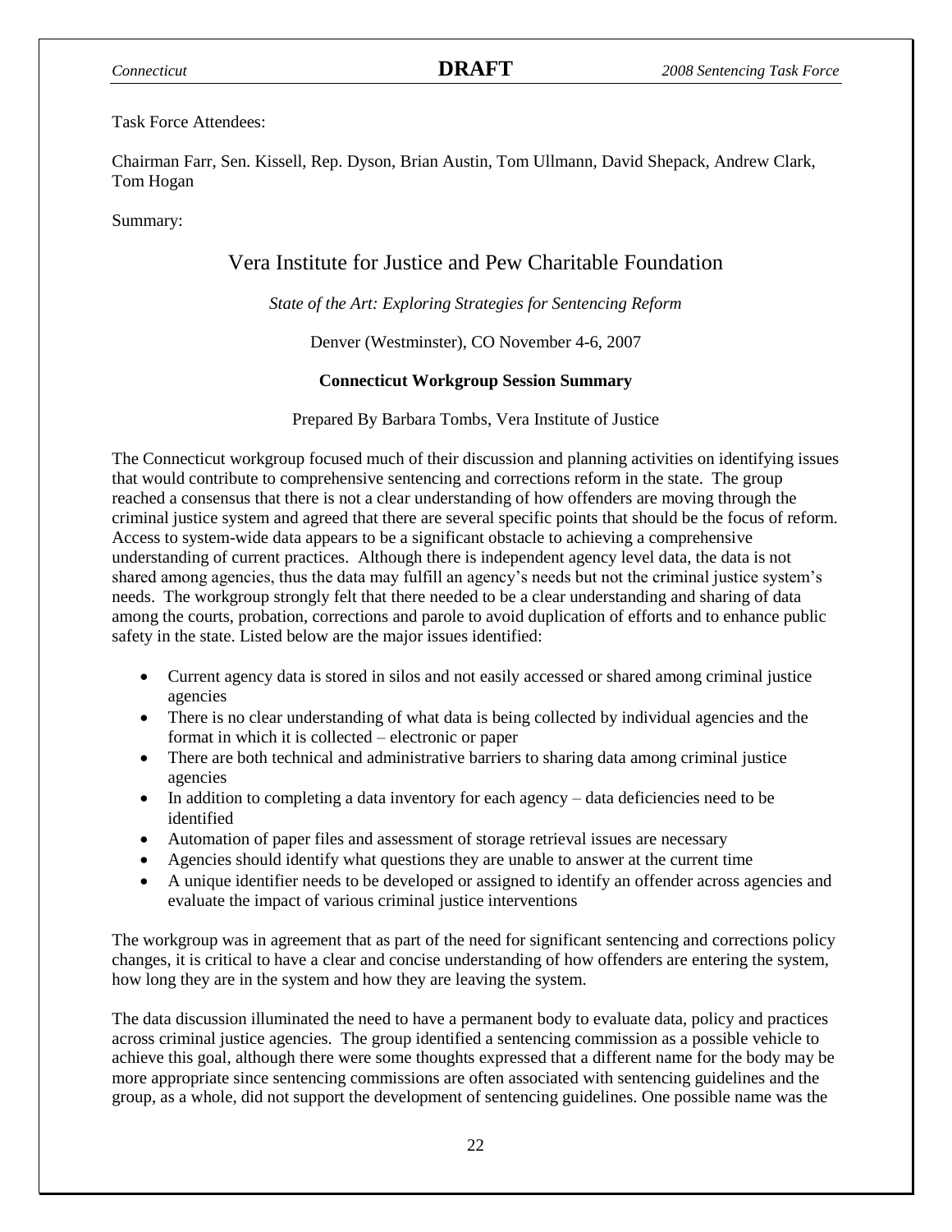Task Force Attendees:

Chairman Farr, Sen. Kissell, Rep. Dyson, Brian Austin, Tom Ullmann, David Shepack, Andrew Clark, Tom Hogan

Summary:

## Vera Institute for Justice and Pew Charitable Foundation

*State of the Art: Exploring Strategies for Sentencing Reform*

Denver (Westminster), CO November 4-6, 2007

**Connecticut Workgroup Session Summary**

Prepared By Barbara Tombs, Vera Institute of Justice

The Connecticut workgroup focused much of their discussion and planning activities on identifying issues that would contribute to comprehensive sentencing and corrections reform in the state. The group reached a consensus that there is not a clear understanding of how offenders are moving through the criminal justice system and agreed that there are several specific points that should be the focus of reform. Access to system-wide data appears to be a significant obstacle to achieving a comprehensive understanding of current practices. Although there is independent agency level data, the data is not shared among agencies, thus the data may fulfill an agency's needs but not the criminal justice system's needs. The workgroup strongly felt that there needed to be a clear understanding and sharing of data among the courts, probation, corrections and parole to avoid duplication of efforts and to enhance public safety in the state. Listed below are the major issues identified:

- Current agency data is stored in silos and not easily accessed or shared among criminal justice agencies
- There is no clear understanding of what data is being collected by individual agencies and the format in which it is collected – electronic or paper
- There are both technical and administrative barriers to sharing data among criminal justice agencies
- In addition to completing a data inventory for each agency – data deficiencies need to be identified
- Automation of paper files and assessment of storage retrieval issues are necessary
- Agencies should identify what questions they are unable to answer at the current time
- A unique identifier needs to be developed or assigned to identify an offender across agencies and evaluate the impact of various criminal justice interventions

The workgroup was in agreement that as part of the need for significant sentencing and corrections policy changes, it is critical to have a clear and concise understanding of how offenders are entering the system, how long they are in the system and how they are leaving the system.

The data discussion illuminated the need to have a permanent body to evaluate data, policy and practices across criminal justice agencies. The group identified a sentencing commission as a possible vehicle to achieve this goal, although there were some thoughts expressed that a different name for the body may be more appropriate since sentencing commissions are often associated with sentencing guidelines and the group, as a whole, did not support the development of sentencing guidelines. One possible name was the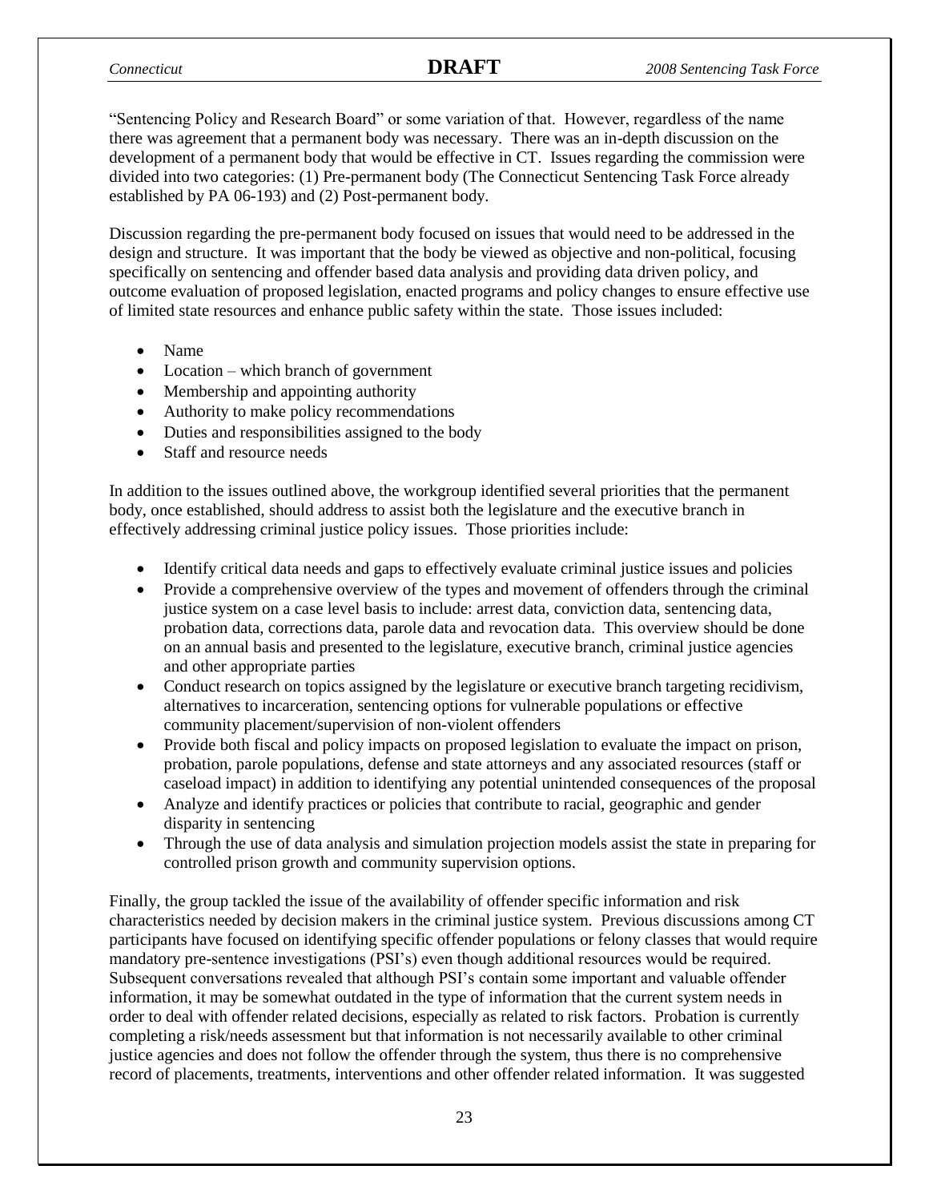"Sentencing Policy and Research Board" or some variation of that. However, regardless of the name there was agreement that a permanent body was necessary. There was an in-depth discussion on the development of a permanent body that would be effective in CT. Issues regarding the commission were divided into two categories: (1) Pre-permanent body (The Connecticut Sentencing Task Force already established by PA 06-193) and (2) Post-permanent body.

Discussion regarding the pre-permanent body focused on issues that would need to be addressed in the design and structure. It was important that the body be viewed as objective and non-political, focusing specifically on sentencing and offender based data analysis and providing data driven policy, and outcome evaluation of proposed legislation, enacted programs and policy changes to ensure effective use of limited state resources and enhance public safety within the state. Those issues included:

- Name
- Location – which branch of government
- Membership and appointing authority
- Authority to make policy recommendations
- Duties and responsibilities assigned to the body
- Staff and resource needs

In addition to the issues outlined above, the workgroup identified several priorities that the permanent body, once established, should address to assist both the legislature and the executive branch in effectively addressing criminal justice policy issues. Those priorities include:

- Identify critical data needs and gaps to effectively evaluate criminal justice issues and policies
- Provide a comprehensive overview of the types and movement of offenders through the criminal justice system on a case level basis to include: arrest data, conviction data, sentencing data, probation data, corrections data, parole data and revocation data. This overview should be done on an annual basis and presented to the legislature, executive branch, criminal justice agencies and other appropriate parties
- Conduct research on topics assigned by the legislature or executive branch targeting recidivism, alternatives to incarceration, sentencing options for vulnerable populations or effective community placement/supervision of non-violent offenders
- Provide both fiscal and policy impacts on proposed legislation to evaluate the impact on prison, probation, parole populations, defense and state attorneys and any associated resources (staff or caseload impact) in addition to identifying any potential unintended consequences of the proposal
- Analyze and identify practices or policies that contribute to racial, geographic and gender disparity in sentencing
- Through the use of data analysis and simulation projection models assist the state in preparing for controlled prison growth and community supervision options.

Finally, the group tackled the issue of the availability of offender specific information and risk characteristics needed by decision makers in the criminal justice system. Previous discussions among CT participants have focused on identifying specific offender populations or felony classes that would require mandatory pre-sentence investigations (PSI's) even though additional resources would be required. Subsequent conversations revealed that although PSI's contain some important and valuable offender information, it may be somewhat outdated in the type of information that the current system needs in order to deal with offender related decisions, especially as related to risk factors. Probation is currently completing a risk/needs assessment but that information is not necessarily available to other criminal justice agencies and does not follow the offender through the system, thus there is no comprehensive record of placements, treatments, interventions and other offender related information. It was suggested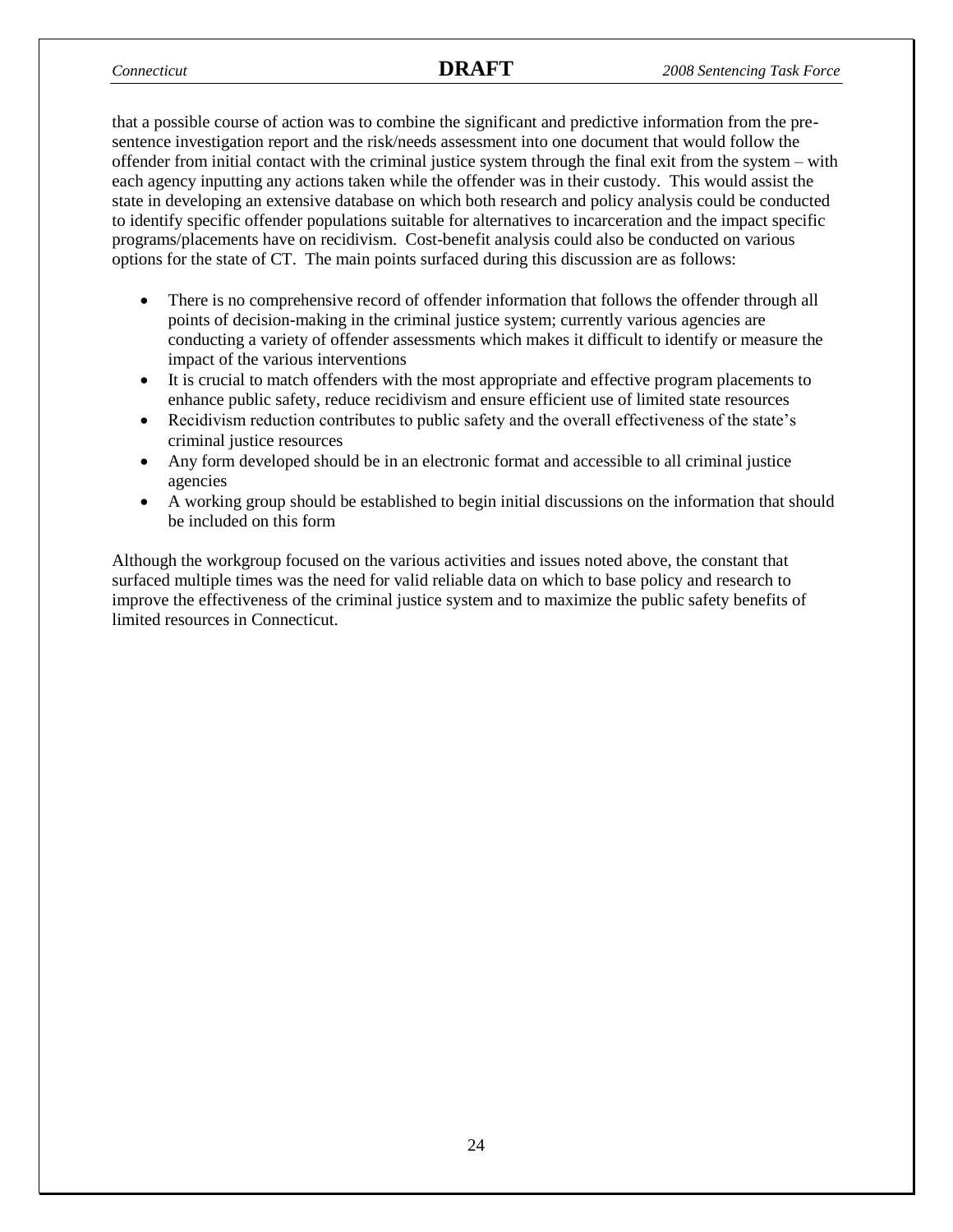that a possible course of action was to combine the significant and predictive information from the pre-sentence investigation report and the risk/needs assessment into one document that would follow the offender from initial contact with the criminal justice system through the final exit from the system – with each agency inputting any actions taken while the offender was in their custody. This would assist the state in developing an extensive database on which both research and policy analysis could be conducted to identify specific offender populations suitable for alternatives to incarceration and the impact specific programs/placements have on recidivism. Cost-benefit analysis could also be conducted on various options for the state of CT. The main points surfaced during this discussion are as follows:

- There is no comprehensive record of offender information that follows the offender through all points of decision-making in the criminal justice system; currently various agencies are conducting a variety of offender assessments which makes it difficult to identify or measure the impact of the various interventions
- It is crucial to match offenders with the most appropriate and effective program placements to enhance public safety, reduce recidivism and ensure efficient use of limited state resources
- Recidivism reduction contributes to public safety and the overall effectiveness of the state's criminal justice resources
- Any form developed should be in an electronic format and accessible to all criminal justice agencies
- A working group should be established to begin initial discussions on the information that should be included on this form

Although the workgroup focused on the various activities and issues noted above, the constant that surfaced multiple times was the need for valid reliable data on which to base policy and research to improve the effectiveness of the criminal justice system and to maximize the public safety benefits of limited resources in Connecticut.